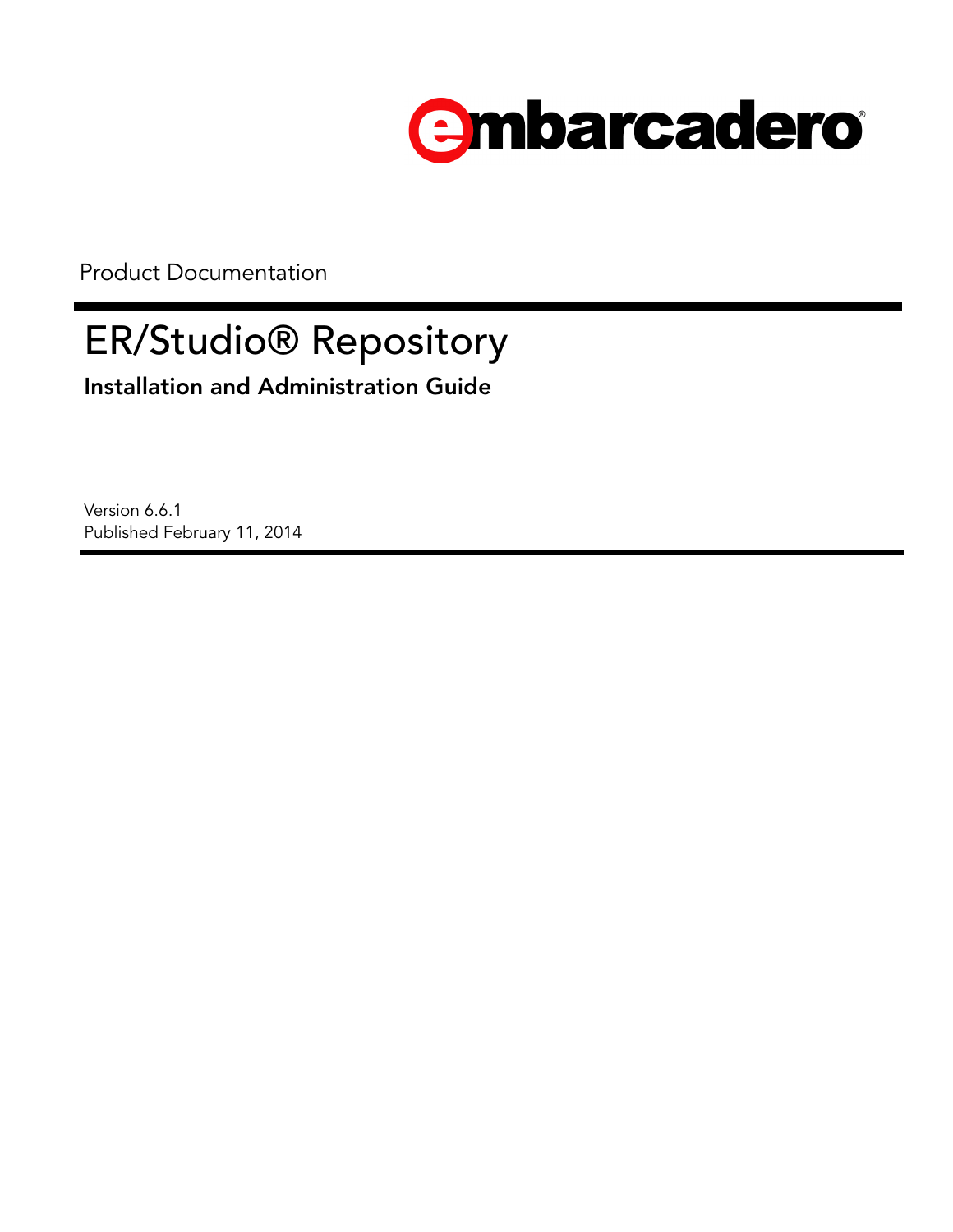embarcadero®

Product Documentation

# ER/Studio® Repository

## Installation and Administration Guide

Version 6.6.1
Published February 11, 2014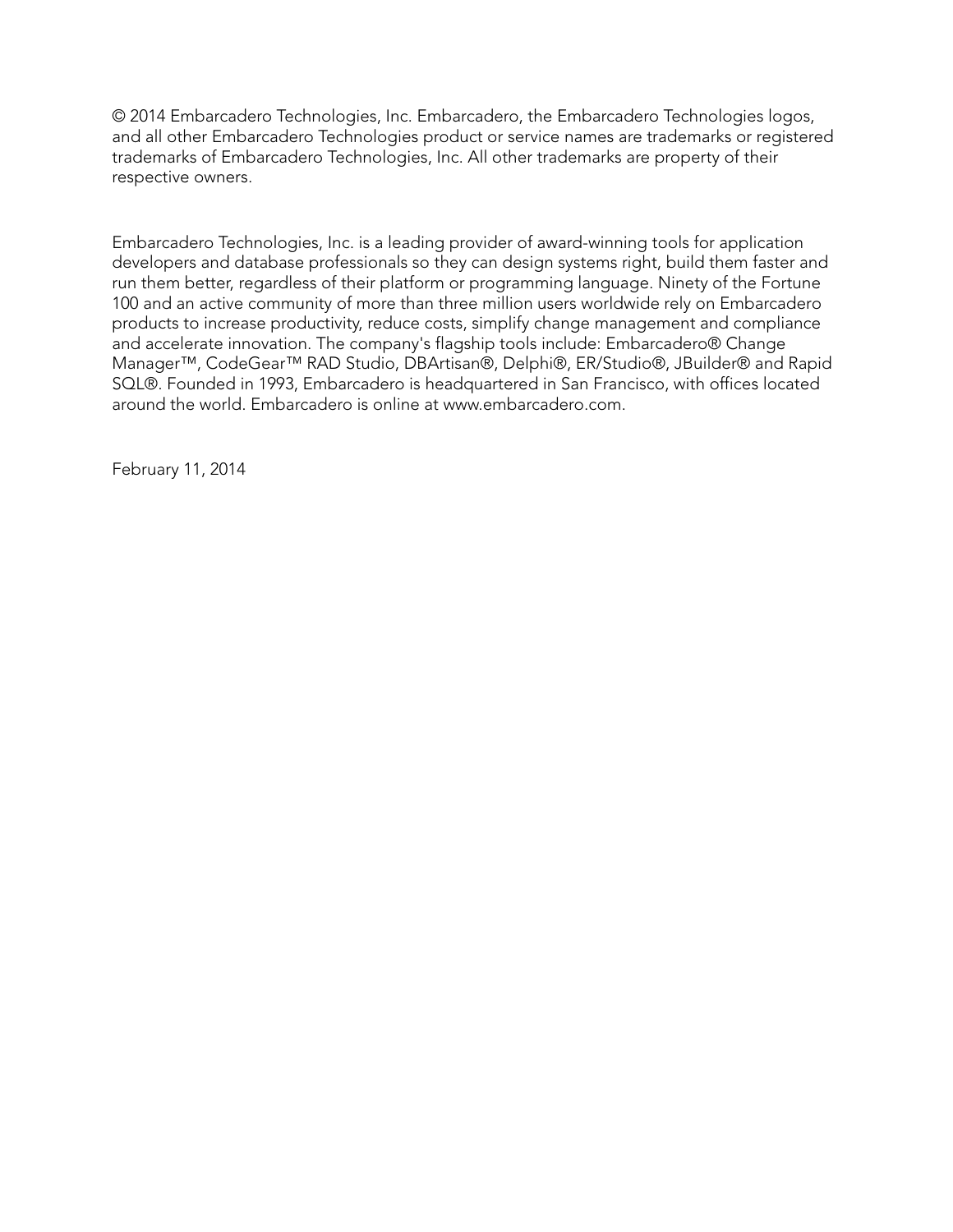© 2014 Embarcadero Technologies, Inc. Embarcadero, the Embarcadero Technologies logos, and all other Embarcadero Technologies product or service names are trademarks or registered trademarks of Embarcadero Technologies, Inc. All other trademarks are property of their respective owners.

Embarcadero Technologies, Inc. is a leading provider of award-winning tools for application developers and database professionals so they can design systems right, build them faster and run them better, regardless of their platform or programming language. Ninety of the Fortune 100 and an active community of more than three million users worldwide rely on Embarcadero products to increase productivity, reduce costs, simplify change management and compliance and accelerate innovation. The company's flagship tools include: Embarcadero® Change Manager™, CodeGear™ RAD Studio, DBArtisan®, Delphi®, ER/Studio®, JBuilder® and Rapid SQL®. Founded in 1993, Embarcadero is headquartered in San Francisco, with offices located around the world. Embarcadero is online at www.embarcadero.com.

February 11, 2014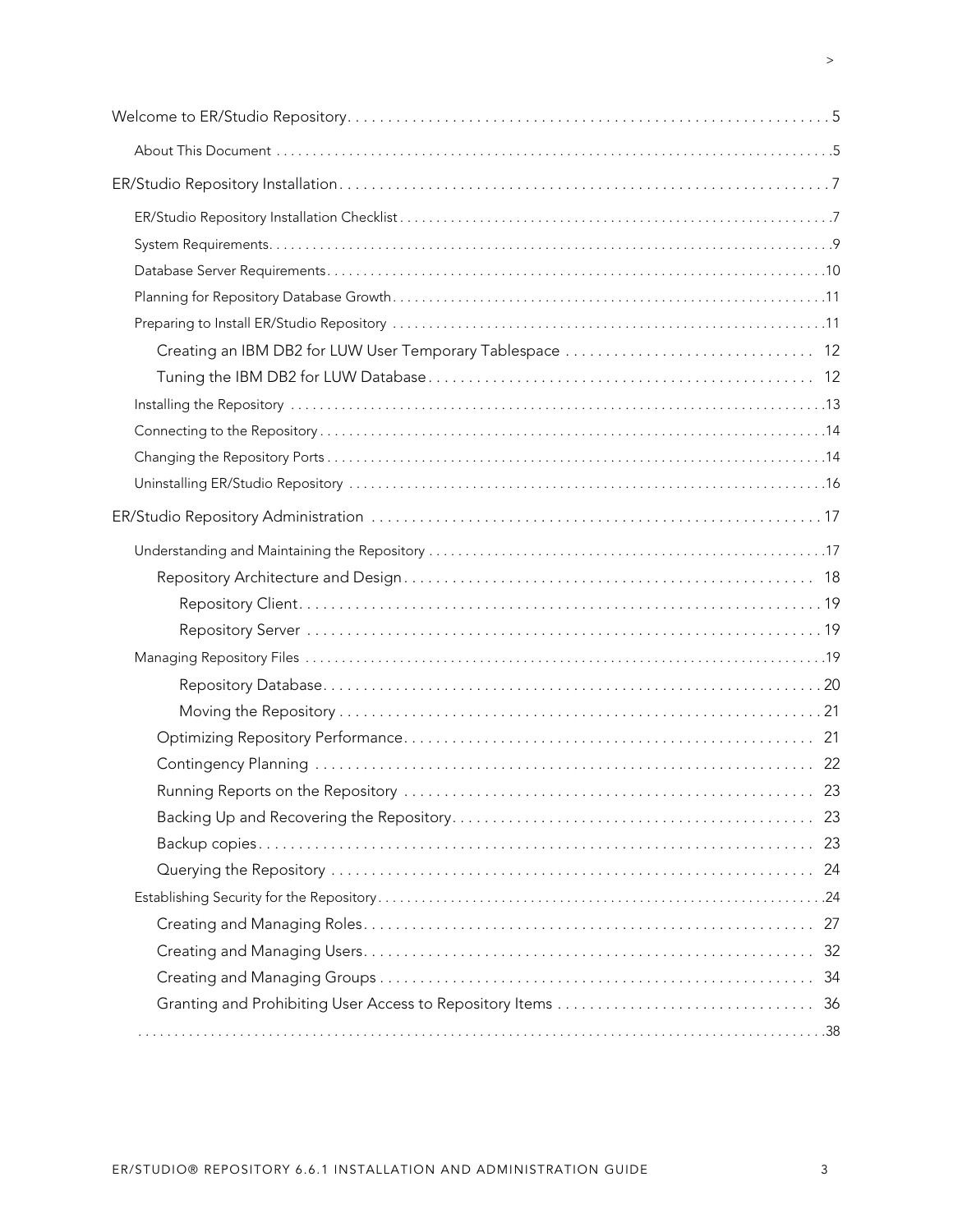Welcome to ER/Studio Repository . . . . . . . . . . 5

- About This Document . . . . . . . . . . 5

ER/Studio Repository Installation . . . . . . . . . . 7

- ER/Studio Repository Installation Checklist . . . . . . . . . . 7
- System Requirements . . . . . . . . . . 9
- Database Server Requirements . . . . . . . . . . 10
- Planning for Repository Database Growth . . . . . . . . . . 11
- Preparing to Install ER/Studio Repository . . . . . . . . . . 11
  - Creating an IBM DB2 for LUW User Temporary Tablespace . . . . . . . . . . 12
  - Tuning the IBM DB2 for LUW Database . . . . . . . . . . 12
- Installing the Repository . . . . . . . . . . 13
- Connecting to the Repository . . . . . . . . . . 14
- Changing the Repository Ports . . . . . . . . . . 14
- Uninstalling ER/Studio Repository . . . . . . . . . . 16

ER/Studio Repository Administration . . . . . . . . . . 17

- Understanding and Maintaining the Repository . . . . . . . . . . 17
  - Repository Architecture and Design . . . . . . . . . . 18
    - Repository Client . . . . . . . . . . 19
    - Repository Server . . . . . . . . . . 19
- Managing Repository Files . . . . . . . . . . 19
    - Repository Database . . . . . . . . . . 20
    - Moving the Repository . . . . . . . . . . 21
  - Optimizing Repository Performance . . . . . . . . . . 21
  - Contingency Planning . . . . . . . . . . 22
  - Running Reports on the Repository . . . . . . . . . . 23
  - Backing Up and Recovering the Repository . . . . . . . . . . 23
  - Backup copies . . . . . . . . . . 23
  - Querying the Repository . . . . . . . . . . 24
- Establishing Security for the Repository . . . . . . . . . . 24
  - Creating and Managing Roles . . . . . . . . . . 27
  - Creating and Managing Users . . . . . . . . . . 32
  - Creating and Managing Groups . . . . . . . . . . 34
  - Granting and Prohibiting User Access to Repository Items . . . . . . . . . . 36
- . . . . . . . . . . 38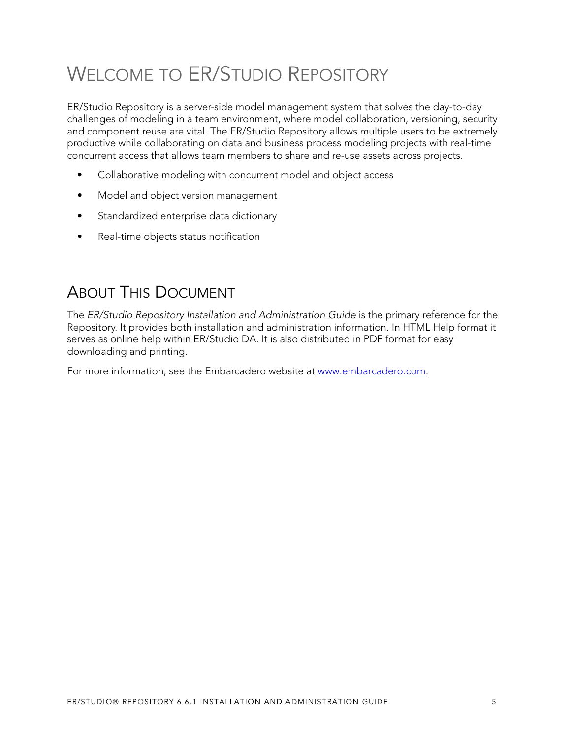# Welcome to ER/Studio Repository

ER/Studio Repository is a server-side model management system that solves the day-to-day challenges of modeling in a team environment, where model collaboration, versioning, security and component reuse are vital. The ER/Studio Repository allows multiple users to be extremely productive while collaborating on data and business process modeling projects with real-time concurrent access that allows team members to share and re-use assets across projects.

- Collaborative modeling with concurrent model and object access
- Model and object version management
- Standardized enterprise data dictionary
- Real-time objects status notification

## About This Document

The *ER/Studio Repository Installation and Administration Guide* is the primary reference for the Repository. It provides both installation and administration information. In HTML Help format it serves as online help within ER/Studio DA. It is also distributed in PDF format for easy downloading and printing.

For more information, see the Embarcadero website at [www.embarcadero.com](http://www.embarcadero.com).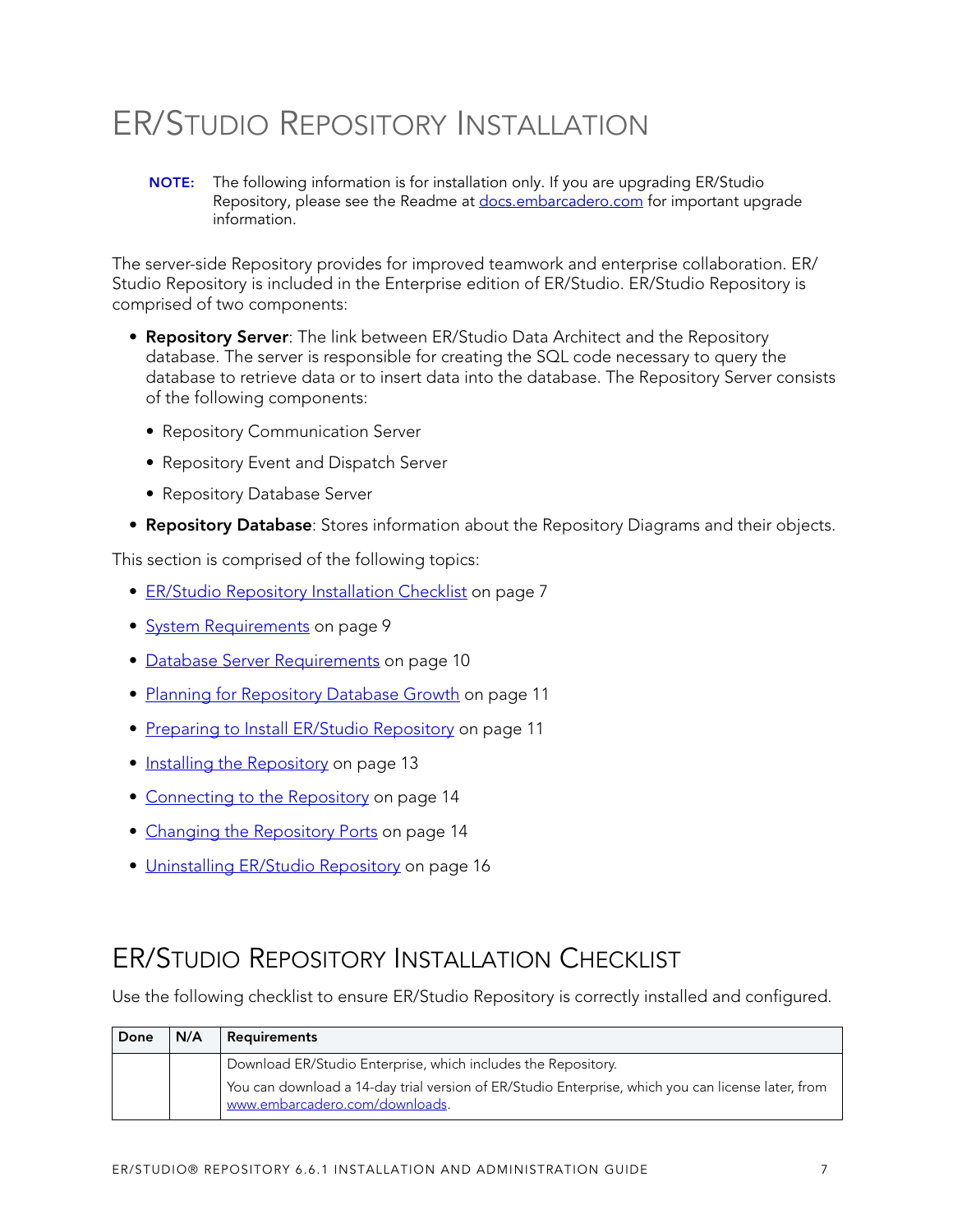# ER/Studio Repository Installation

**NOTE:** The following information is for installation only. If you are upgrading ER/Studio Repository, please see the Readme at docs.embarcadero.com for important upgrade information.

The server-side Repository provides for improved teamwork and enterprise collaboration. ER/Studio Repository is included in the Enterprise edition of ER/Studio. ER/Studio Repository is comprised of two components:

- **Repository Server**: The link between ER/Studio Data Architect and the Repository database. The server is responsible for creating the SQL code necessary to query the database to retrieve data or to insert data into the database. The Repository Server consists of the following components:
  - Repository Communication Server
  - Repository Event and Dispatch Server
  - Repository Database Server
- **Repository Database**: Stores information about the Repository Diagrams and their objects.

This section is comprised of the following topics:

- ER/Studio Repository Installation Checklist on page 7
- System Requirements on page 9
- Database Server Requirements on page 10
- Planning for Repository Database Growth on page 11
- Preparing to Install ER/Studio Repository on page 11
- Installing the Repository on page 13
- Connecting to the Repository on page 14
- Changing the Repository Ports on page 14
- Uninstalling ER/Studio Repository on page 16

## ER/Studio Repository Installation Checklist

Use the following checklist to ensure ER/Studio Repository is correctly installed and configured.

| Done | N/A | Requirements |
|---|---|---|
| | | Download ER/Studio Enterprise, which includes the Repository.<br>You can download a 14-day trial version of ER/Studio Enterprise, which you can license later, from www.embarcadero.com/downloads. |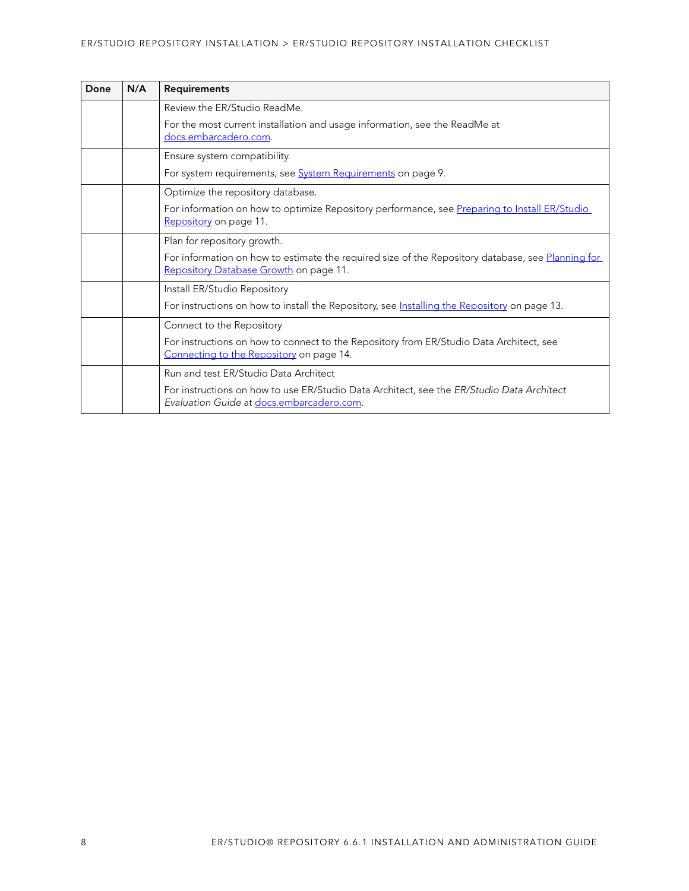| Done | N/A | Requirements |
|---|---|---|
| | | Review the ER/Studio ReadMe.<br><br>For the most current installation and usage information, see the ReadMe at docs.embarcadero.com. |
| | | Ensure system compatibility.<br><br>For system requirements, see System Requirements on page 9. |
| | | Optimize the repository database.<br><br>For information on how to optimize Repository performance, see Preparing to Install ER/Studio Repository on page 11. |
| | | Plan for repository growth.<br><br>For information on how to estimate the required size of the Repository database, see Planning for Repository Database Growth on page 11. |
| | | Install ER/Studio Repository<br><br>For instructions on how to install the Repository, see Installing the Repository on page 13. |
| | | Connect to the Repository<br><br>For instructions on how to connect to the Repository from ER/Studio Data Architect, see Connecting to the Repository on page 14. |
| | | Run and test ER/Studio Data Architect<br><br>For instructions on how to use ER/Studio Data Architect, see the *ER/Studio Data Architect Evaluation Guide* at docs.embarcadero.com. |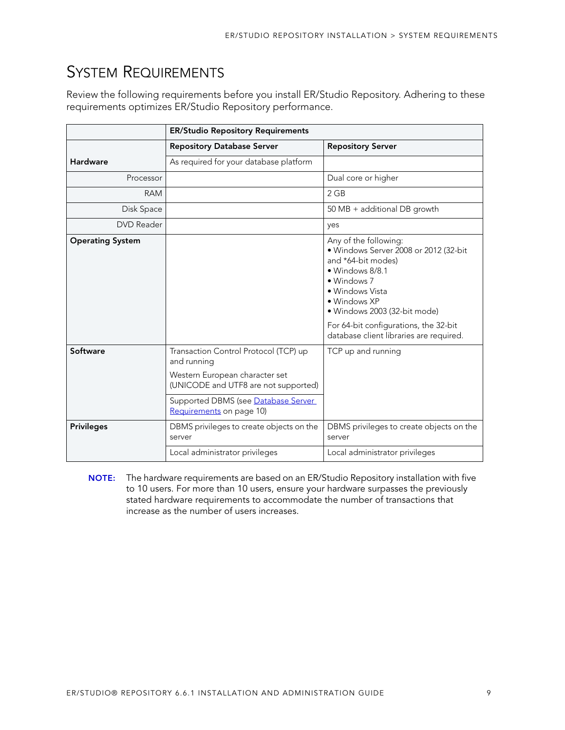# System Requirements

Review the following requirements before you install ER/Studio Repository. Adhering to these requirements optimizes ER/Studio Repository performance.

| | **ER/Studio Repository Requirements** | |
|---|---|---|
| | **Repository Database Server** | **Repository Server** |
| **Hardware** | As required for your database platform | |
| Processor | | Dual core or higher |
| RAM | | 2 GB |
| Disk Space | | 50 MB + additional DB growth |
| DVD Reader | | yes |
| **Operating System** | | Any of the following:<br>• Windows Server 2008 or 2012 (32-bit and *64-bit modes)<br>• Windows 8/8.1<br>• Windows 7<br>• Windows Vista<br>• Windows XP<br>• Windows 2003 (32-bit mode)<br><br>For 64-bit configurations, the 32-bit database client libraries are required. |
| **Software** | Transaction Control Protocol (TCP) up and running<br><br>Western European character set (UNICODE and UTF8 are not supported) | TCP up and running |
| | Supported DBMS (see Database Server Requirements on page 10) | |
| **Privileges** | DBMS privileges to create objects on the server | DBMS privileges to create objects on the server |
| | Local administrator privileges | Local administrator privileges |

**NOTE:** The hardware requirements are based on an ER/Studio Repository installation with five to 10 users. For more than 10 users, ensure your hardware surpasses the previously stated hardware requirements to accommodate the number of transactions that increase as the number of users increases.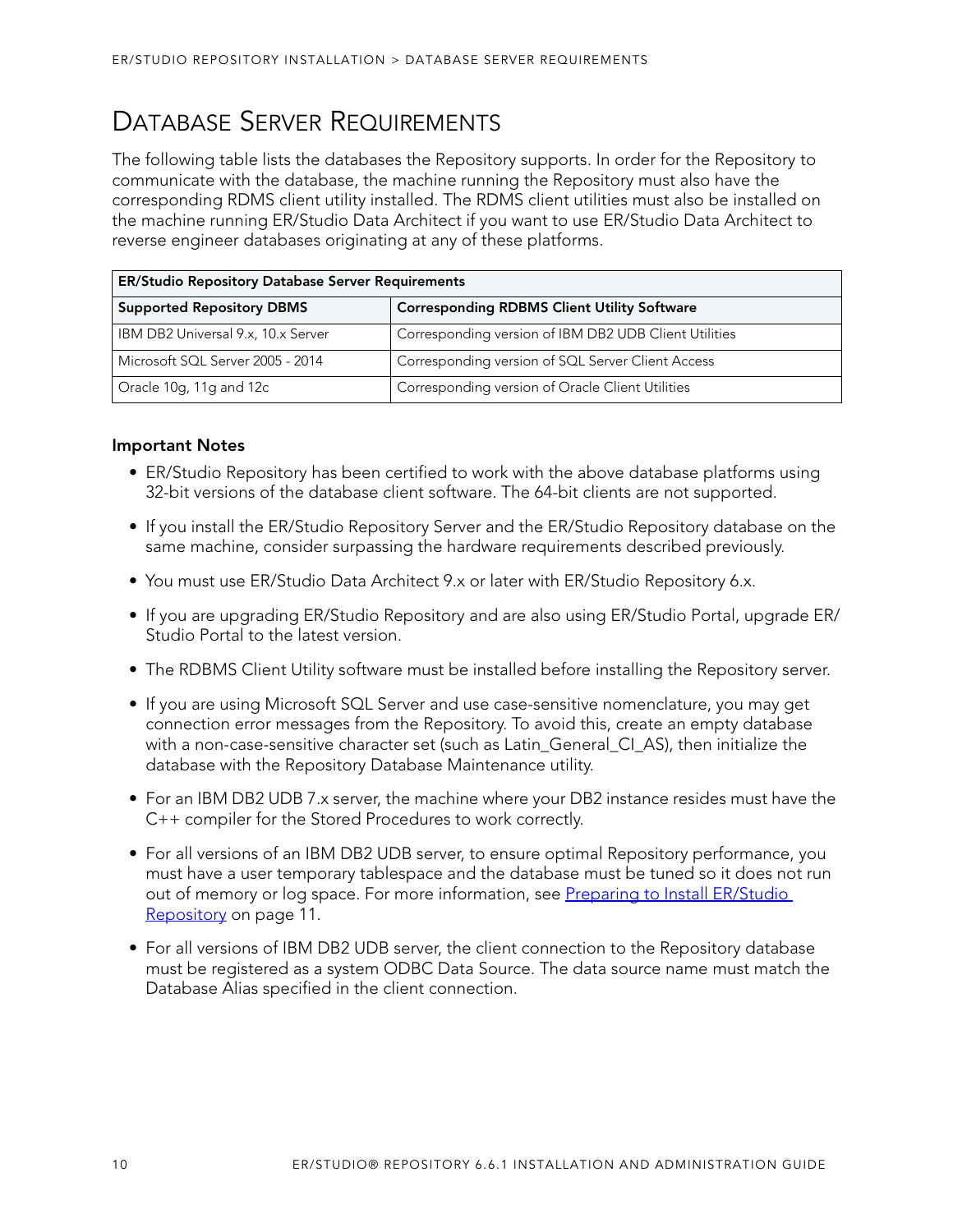# Database Server Requirements

The following table lists the databases the Repository supports. In order for the Repository to communicate with the database, the machine running the Repository must also have the corresponding RDMS client utility installed. The RDMS client utilities must also be installed on the machine running ER/Studio Data Architect if you want to use ER/Studio Data Architect to reverse engineer databases originating at any of these platforms.

| **ER/Studio Repository Database Server Requirements** | |
|---|---|
| **Supported Repository DBMS** | **Corresponding RDBMS Client Utility Software** |
| IBM DB2 Universal 9.x, 10.x Server | Corresponding version of IBM DB2 UDB Client Utilities |
| Microsoft SQL Server 2005 - 2014 | Corresponding version of SQL Server Client Access |
| Oracle 10g, 11g and 12c | Corresponding version of Oracle Client Utilities |

### Important Notes

- ER/Studio Repository has been certified to work with the above database platforms using 32-bit versions of the database client software. The 64-bit clients are not supported.
- If you install the ER/Studio Repository Server and the ER/Studio Repository database on the same machine, consider surpassing the hardware requirements described previously.
- You must use ER/Studio Data Architect 9.x or later with ER/Studio Repository 6.x.
- If you are upgrading ER/Studio Repository and are also using ER/Studio Portal, upgrade ER/Studio Portal to the latest version.
- The RDBMS Client Utility software must be installed before installing the Repository server.
- If you are using Microsoft SQL Server and use case-sensitive nomenclature, you may get connection error messages from the Repository. To avoid this, create an empty database with a non-case-sensitive character set (such as Latin_General_CI_AS), then initialize the database with the Repository Database Maintenance utility.
- For an IBM DB2 UDB 7.x server, the machine where your DB2 instance resides must have the C++ compiler for the Stored Procedures to work correctly.
- For all versions of an IBM DB2 UDB server, to ensure optimal Repository performance, you must have a user temporary tablespace and the database must be tuned so it does not run out of memory or log space. For more information, see Preparing to Install ER/Studio Repository on page 11.
- For all versions of IBM DB2 UDB server, the client connection to the Repository database must be registered as a system ODBC Data Source. The data source name must match the Database Alias specified in the client connection.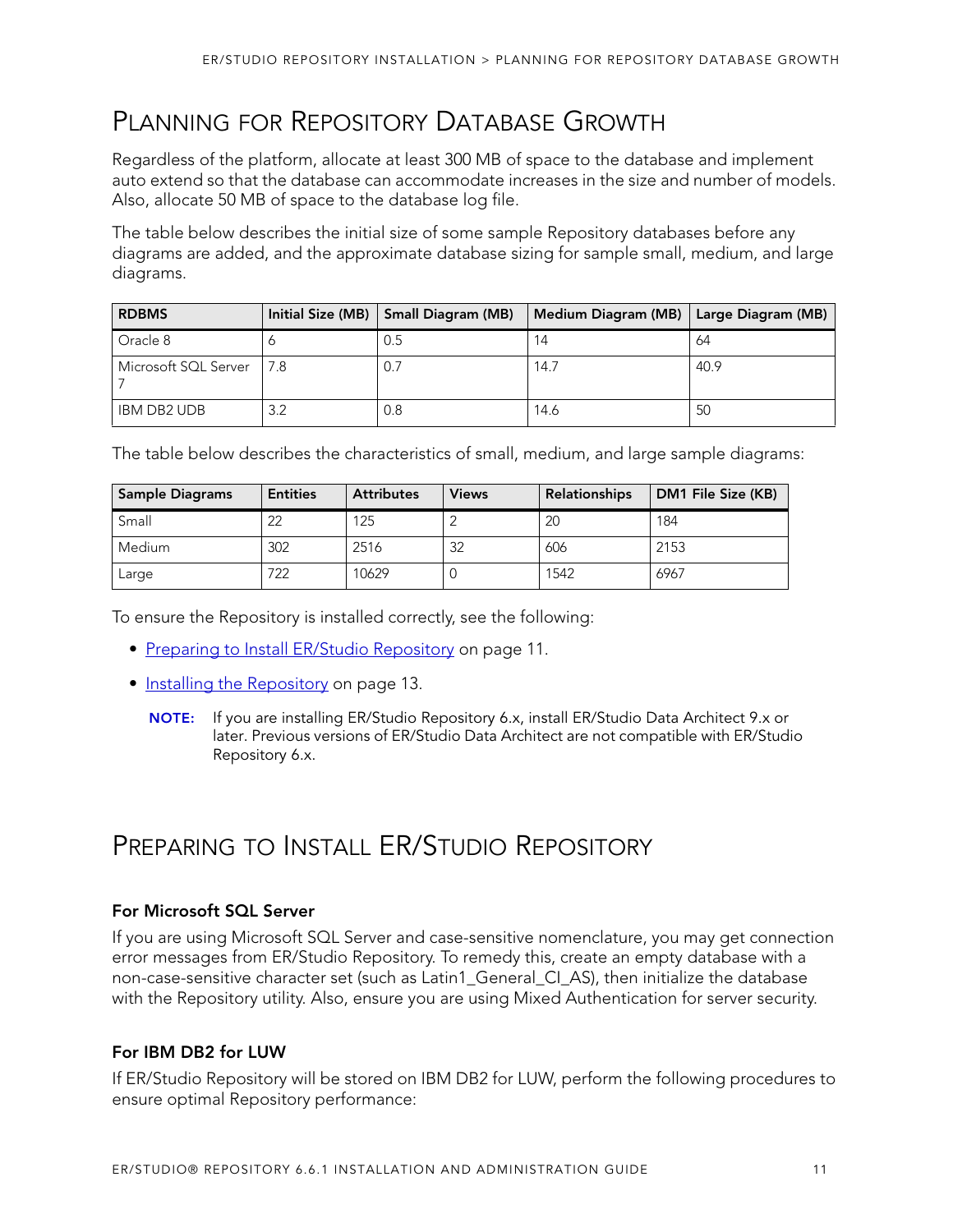# Planning for Repository Database Growth

Regardless of the platform, allocate at least 300 MB of space to the database and implement auto extend so that the database can accommodate increases in the size and number of models. Also, allocate 50 MB of space to the database log file.

The table below describes the initial size of some sample Repository databases before any diagrams are added, and the approximate database sizing for sample small, medium, and large diagrams.

| RDBMS | Initial Size (MB) | Small Diagram (MB) | Medium Diagram (MB) | Large Diagram (MB) |
|---|---|---|---|---|
| Oracle 8 | 6 | 0.5 | 14 | 64 |
| Microsoft SQL Server 7 | 7.8 | 0.7 | 14.7 | 40.9 |
| IBM DB2 UDB | 3.2 | 0.8 | 14.6 | 50 |

The table below describes the characteristics of small, medium, and large sample diagrams:

| Sample Diagrams | Entities | Attributes | Views | Relationships | DM1 File Size (KB) |
|---|---|---|---|---|---|
| Small | 22 | 125 | 2 | 20 | 184 |
| Medium | 302 | 2516 | 32 | 606 | 2153 |
| Large | 722 | 10629 | 0 | 1542 | 6967 |

To ensure the Repository is installed correctly, see the following:

- Preparing to Install ER/Studio Repository on page 11.
- Installing the Repository on page 13.

**NOTE:** If you are installing ER/Studio Repository 6.x, install ER/Studio Data Architect 9.x or later. Previous versions of ER/Studio Data Architect are not compatible with ER/Studio Repository 6.x.

# Preparing to Install ER/Studio Repository

### For Microsoft SQL Server

If you are using Microsoft SQL Server and case-sensitive nomenclature, you may get connection error messages from ER/Studio Repository. To remedy this, create an empty database with a non-case-sensitive character set (such as Latin1_General_CI_AS), then initialize the database with the Repository utility. Also, ensure you are using Mixed Authentication for server security.

### For IBM DB2 for LUW

If ER/Studio Repository will be stored on IBM DB2 for LUW, perform the following procedures to ensure optimal Repository performance: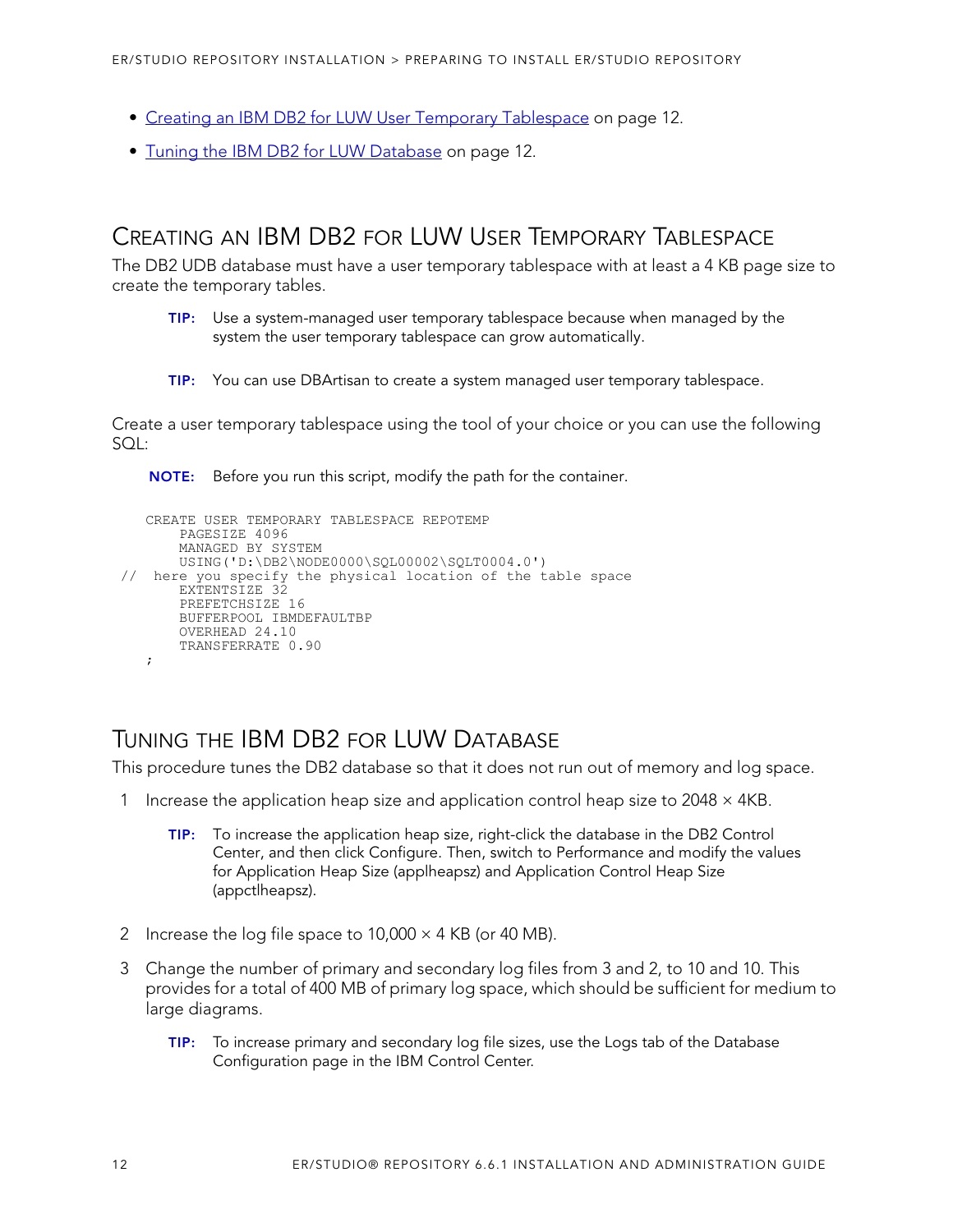- Creating an IBM DB2 for LUW User Temporary Tablespace on page 12.
- Tuning the IBM DB2 for LUW Database on page 12.

## Creating an IBM DB2 for LUW User Temporary Tablespace

The DB2 UDB database must have a user temporary tablespace with at least a 4 KB page size to create the temporary tables.

> **TIP:** Use a system-managed user temporary tablespace because when managed by the system the user temporary tablespace can grow automatically.

> **TIP:** You can use DBArtisan to create a system managed user temporary tablespace.

Create a user temporary tablespace using the tool of your choice or you can use the following SQL:

> **NOTE:** Before you run this script, modify the path for the container.

```
    CREATE USER TEMPORARY TABLESPACE REPOTEMP
        PAGESIZE 4096
        MANAGED BY SYSTEM
        USING('D:\DB2\NODE0000\SQL00002\SQLT0004.0')
 //  here you specify the physical location of the table space
        EXTENTSIZE 32
        PREFETCHSIZE 16
        BUFFERPOOL IBMDEFAULTBP
        OVERHEAD 24.10
        TRANSFERRATE 0.90
    ;
```

## Tuning the IBM DB2 for LUW Database

This procedure tunes the DB2 database so that it does not run out of memory and log space.

1. Increase the application heap size and application control heap size to 2048 × 4KB.

   > **TIP:** To increase the application heap size, right-click the database in the DB2 Control Center, and then click Configure. Then, switch to Performance and modify the values for Application Heap Size (applheapsz) and Application Control Heap Size (appctlheapsz).

2. Increase the log file space to 10,000 × 4 KB (or 40 MB).

3. Change the number of primary and secondary log files from 3 and 2, to 10 and 10. This provides for a total of 400 MB of primary log space, which should be sufficient for medium to large diagrams.

   > **TIP:** To increase primary and secondary log file sizes, use the Logs tab of the Database Configuration page in the IBM Control Center.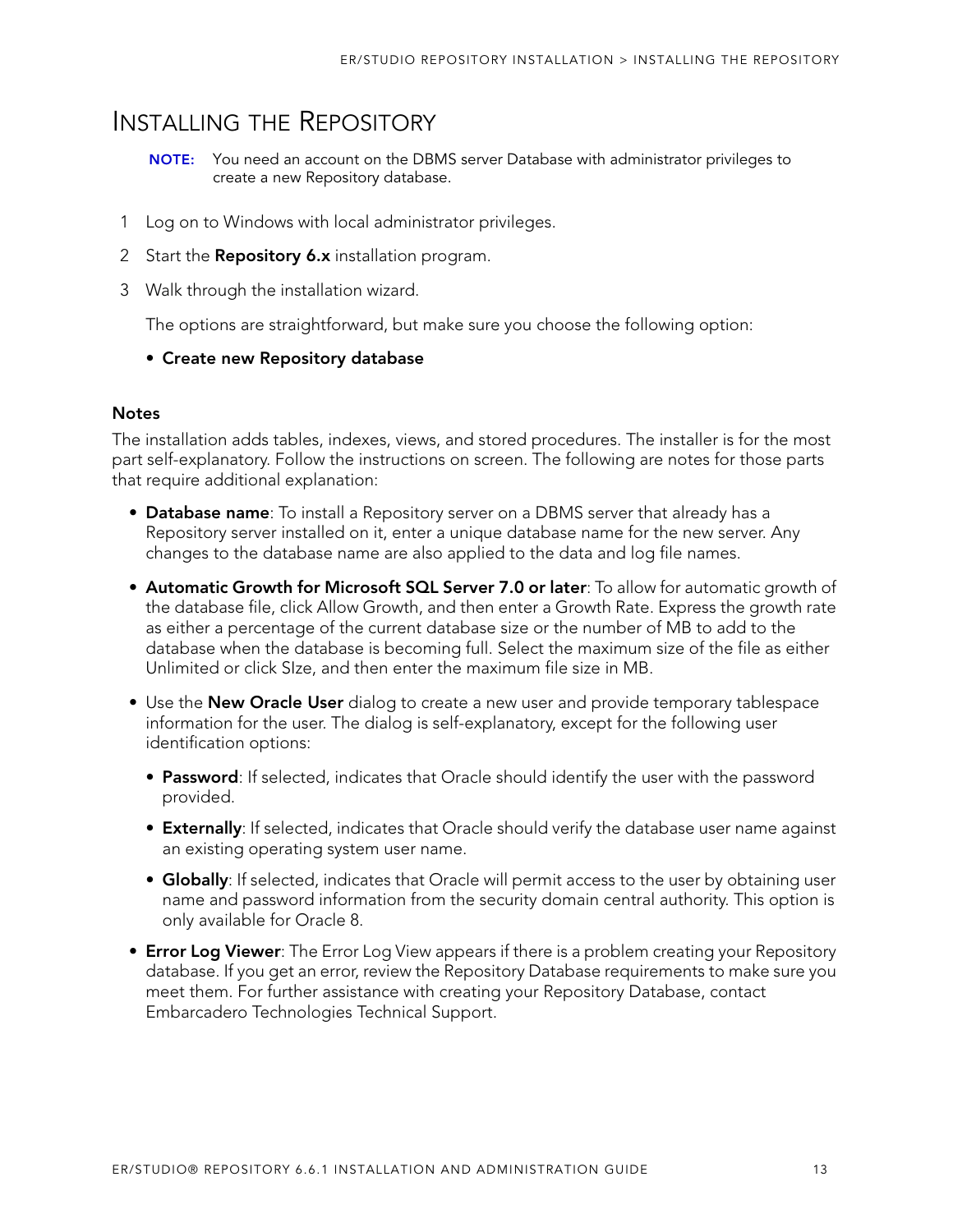# Installing the Repository

**NOTE:** You need an account on the DBMS server Database with administrator privileges to create a new Repository database.

1. Log on to Windows with local administrator privileges.
2. Start the **Repository 6.x** installation program.
3. Walk through the installation wizard.

   The options are straightforward, but make sure you choose the following option:

   - **Create new Repository database**

### Notes

The installation adds tables, indexes, views, and stored procedures. The installer is for the most part self-explanatory. Follow the instructions on screen. The following are notes for those parts that require additional explanation:

- **Database name**: To install a Repository server on a DBMS server that already has a Repository server installed on it, enter a unique database name for the new server. Any changes to the database name are also applied to the data and log file names.
- **Automatic Growth for Microsoft SQL Server 7.0 or later**: To allow for automatic growth of the database file, click Allow Growth, and then enter a Growth Rate. Express the growth rate as either a percentage of the current database size or the number of MB to add to the database when the database is becoming full. Select the maximum size of the file as either Unlimited or click SIze, and then enter the maximum file size in MB.
- Use the **New Oracle User** dialog to create a new user and provide temporary tablespace information for the user. The dialog is self-explanatory, except for the following user identification options:
  - **Password**: If selected, indicates that Oracle should identify the user with the password provided.
  - **Externally**: If selected, indicates that Oracle should verify the database user name against an existing operating system user name.
  - **Globally**: If selected, indicates that Oracle will permit access to the user by obtaining user name and password information from the security domain central authority. This option is only available for Oracle 8.
- **Error Log Viewer**: The Error Log View appears if there is a problem creating your Repository database. If you get an error, review the Repository Database requirements to make sure you meet them. For further assistance with creating your Repository Database, contact Embarcadero Technologies Technical Support.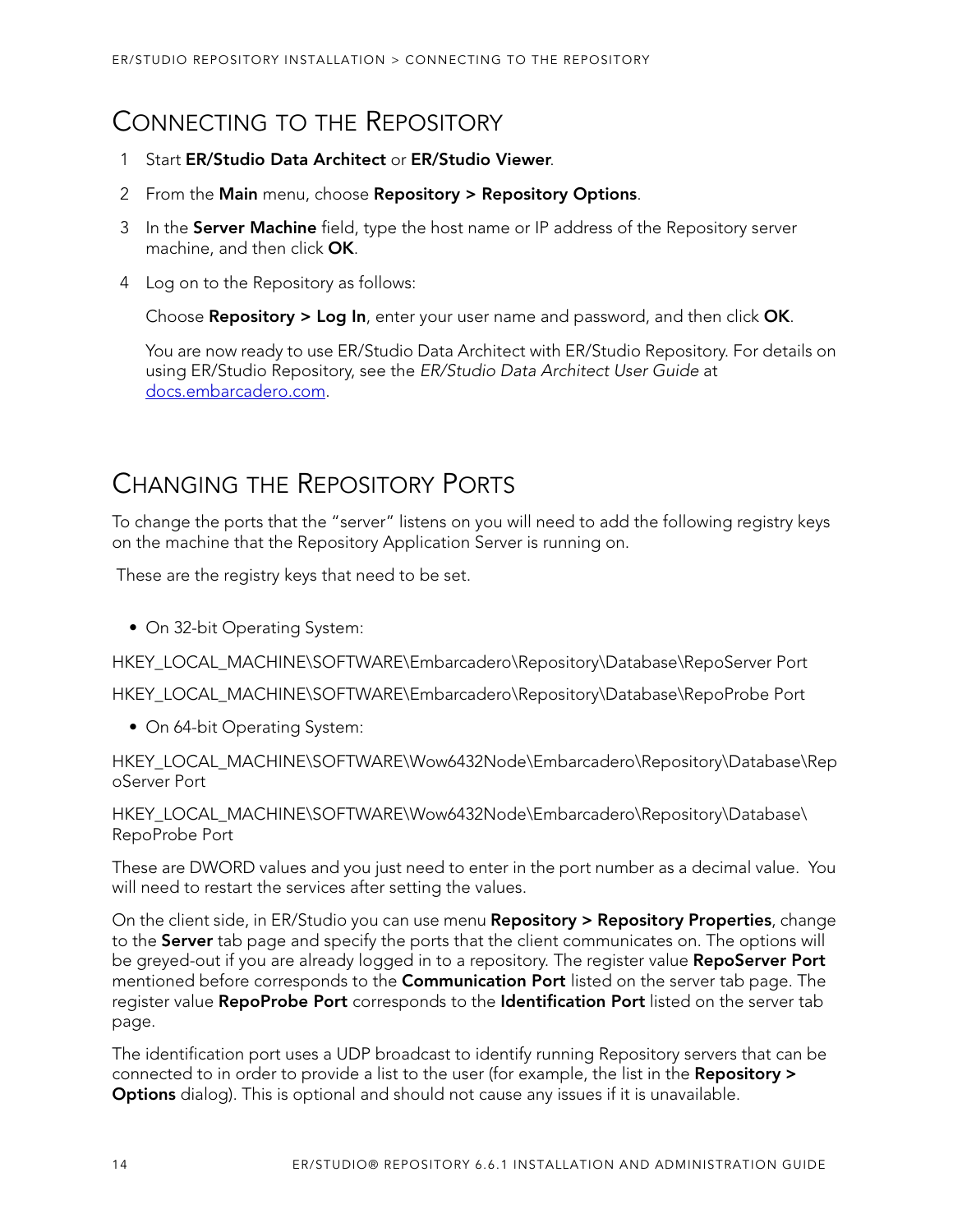## Connecting to the Repository

1. Start **ER/Studio Data Architect** or **ER/Studio Viewer**.
2. From the **Main** menu, choose **Repository > Repository Options**.
3. In the **Server Machine** field, type the host name or IP address of the Repository server machine, and then click **OK**.
4. Log on to the Repository as follows:

   Choose **Repository > Log In**, enter your user name and password, and then click **OK**.

   You are now ready to use ER/Studio Data Architect with ER/Studio Repository. For details on using ER/Studio Repository, see the *ER/Studio Data Architect User Guide* at [docs.embarcadero.com](docs.embarcadero.com).

## Changing the Repository Ports

To change the ports that the "server" listens on you will need to add the following registry keys on the machine that the Repository Application Server is running on.

These are the registry keys that need to be set.

- On 32-bit Operating System:

HKEY_LOCAL_MACHINE\SOFTWARE\Embarcadero\Repository\Database\RepoServer Port

HKEY_LOCAL_MACHINE\SOFTWARE\Embarcadero\Repository\Database\RepoProbe Port

- On 64-bit Operating System:

HKEY_LOCAL_MACHINE\SOFTWARE\Wow6432Node\Embarcadero\Repository\Database\RepoServer Port

HKEY_LOCAL_MACHINE\SOFTWARE\Wow6432Node\Embarcadero\Repository\Database\RepoProbe Port

These are DWORD values and you just need to enter in the port number as a decimal value. You will need to restart the services after setting the values.

On the client side, in ER/Studio you can use menu **Repository > Repository Properties**, change to the **Server** tab page and specify the ports that the client communicates on. The options will be greyed-out if you are already logged in to a repository. The register value **RepoServer Port** mentioned before corresponds to the **Communication Port** listed on the server tab page. The register value **RepoProbe Port** corresponds to the **Identification Port** listed on the server tab page.

The identification port uses a UDP broadcast to identify running Repository servers that can be connected to in order to provide a list to the user (for example, the list in the **Repository > Options** dialog). This is optional and should not cause any issues if it is unavailable.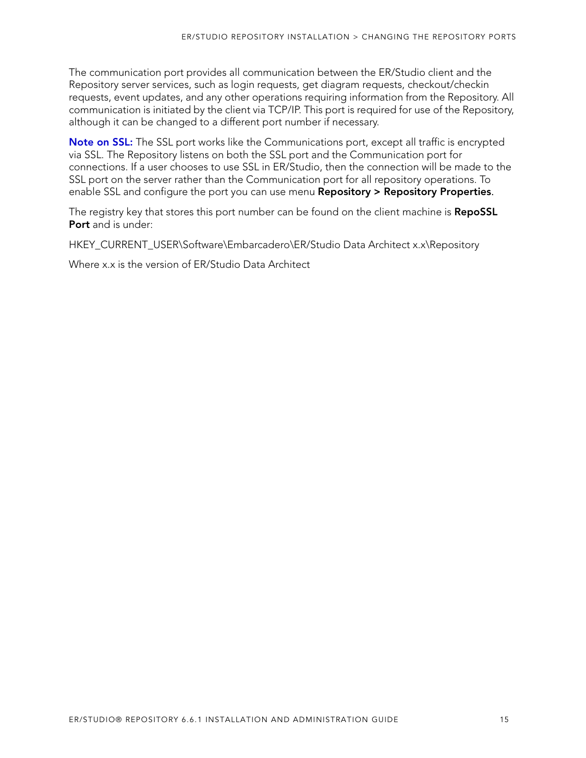The communication port provides all communication between the ER/Studio client and the Repository server services, such as login requests, get diagram requests, checkout/checkin requests, event updates, and any other operations requiring information from the Repository. All communication is initiated by the client via TCP/IP. This port is required for use of the Repository, although it can be changed to a different port number if necessary.

**Note on SSL:** The SSL port works like the Communications port, except all traffic is encrypted via SSL. The Repository listens on both the SSL port and the Communication port for connections. If a user chooses to use SSL in ER/Studio, then the connection will be made to the SSL port on the server rather than the Communication port for all repository operations. To enable SSL and configure the port you can use menu **Repository > Repository Properties**.

The registry key that stores this port number can be found on the client machine is **RepoSSL Port** and is under:

HKEY_CURRENT_USER\Software\Embarcadero\ER/Studio Data Architect x.x\Repository

Where x.x is the version of ER/Studio Data Architect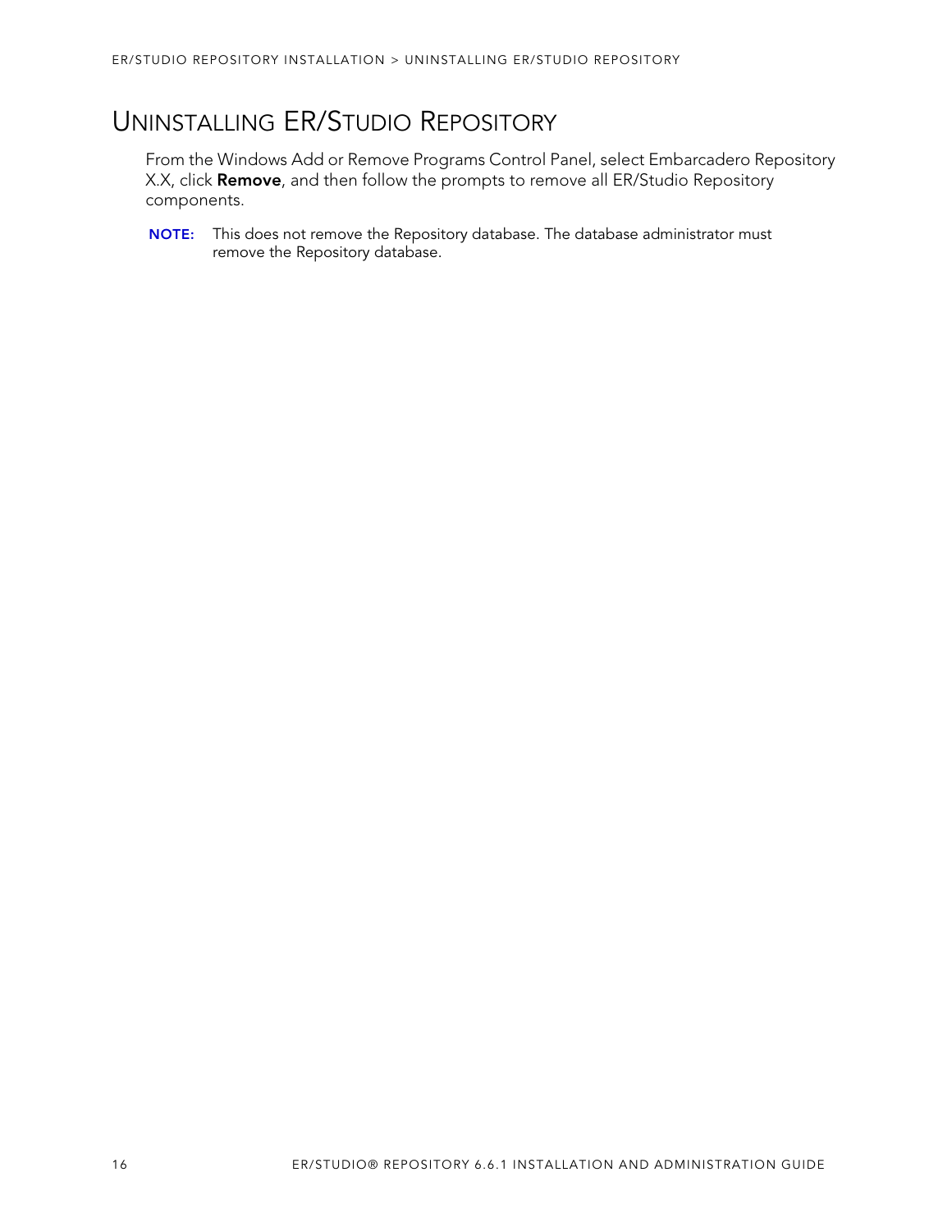# Uninstalling ER/Studio Repository

From the Windows Add or Remove Programs Control Panel, select Embarcadero Repository X.X, click **Remove**, and then follow the prompts to remove all ER/Studio Repository components.

**NOTE:** This does not remove the Repository database. The database administrator must remove the Repository database.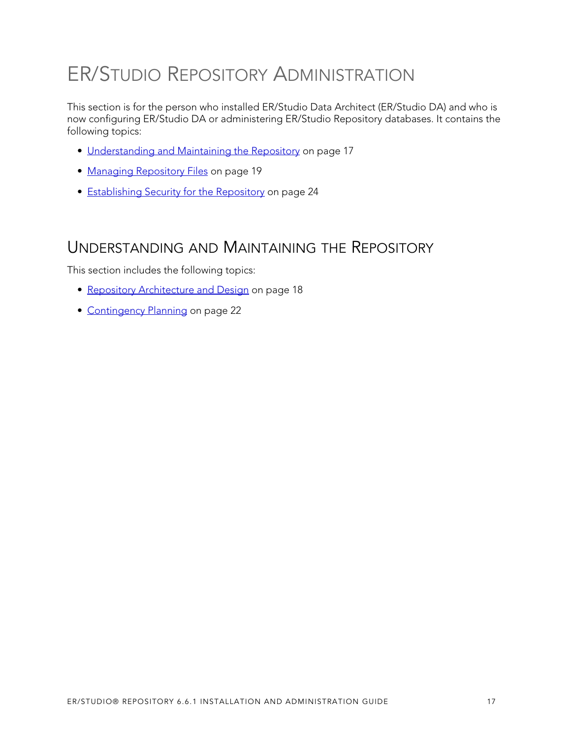# ER/Studio Repository Administration

This section is for the person who installed ER/Studio Data Architect (ER/Studio DA) and who is now configuring ER/Studio DA or administering ER/Studio Repository databases. It contains the following topics:

- Understanding and Maintaining the Repository on page 17
- Managing Repository Files on page 19
- Establishing Security for the Repository on page 24

## Understanding and Maintaining the Repository

This section includes the following topics:

- Repository Architecture and Design on page 18
- Contingency Planning on page 22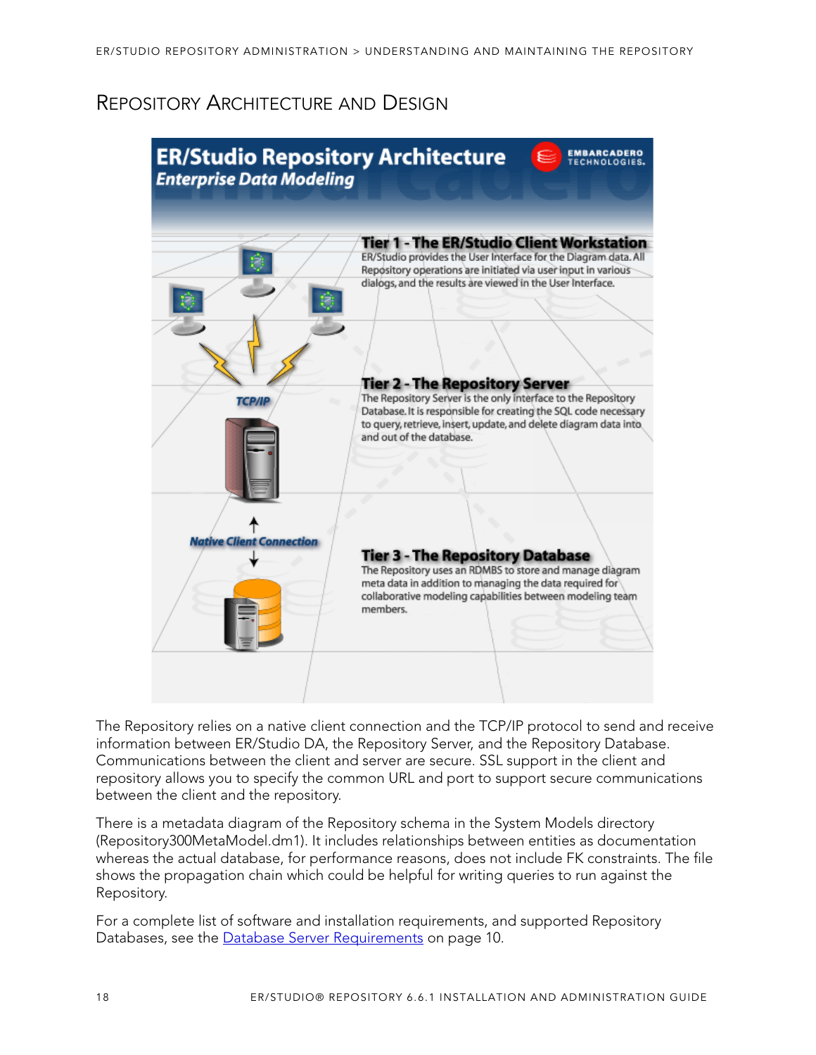# Repository Architecture and Design

**ER/Studio Repository Architecture**
*Enterprise Data Modeling*

EMBARCADERO TECHNOLOGIES

**Tier 1 - The ER/Studio Client Workstation**
ER/Studio provides the User Interface for the Diagram data. All Repository operations are initiated via user input in various dialogs, and the results are viewed in the User Interface.

TCP/IP

**Tier 2 - The Repository Server**
The Repository Server is the only interface to the Repository Database. It is responsible for creating the SQL code necessary to query, retrieve, insert, update, and delete diagram data into and out of the database.

Native Client Connection

**Tier 3 - The Repository Database**
The Repository uses an RDMBS to store and manage diagram meta data in addition to managing the data required for collaborative modeling capabilities between modeling team members.

The Repository relies on a native client connection and the TCP/IP protocol to send and receive information between ER/Studio DA, the Repository Server, and the Repository Database. Communications between the client and server are secure. SSL support in the client and repository allows you to specify the common URL and port to support secure communications between the client and the repository.

There is a metadata diagram of the Repository schema in the System Models directory (Repository300MetaModel.dm1). It includes relationships between entities as documentation whereas the actual database, for performance reasons, does not include FK constraints. The file shows the propagation chain which could be helpful for writing queries to run against the Repository.

For a complete list of software and installation requirements, and supported Repository Databases, see the Database Server Requirements on page 10.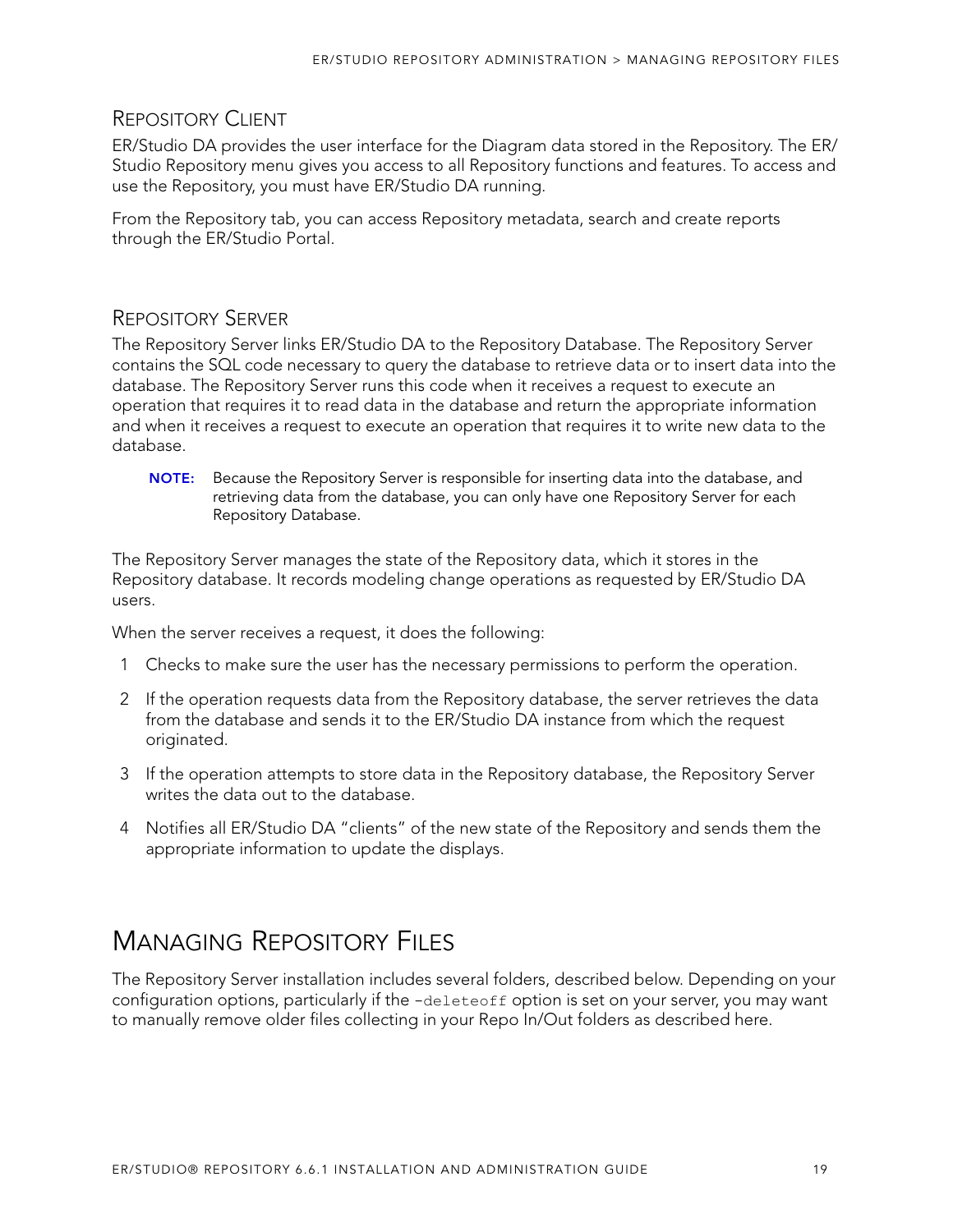### Repository Client

ER/Studio DA provides the user interface for the Diagram data stored in the Repository. The ER/Studio Repository menu gives you access to all Repository functions and features. To access and use the Repository, you must have ER/Studio DA running.

From the Repository tab, you can access Repository metadata, search and create reports through the ER/Studio Portal.

### Repository Server

The Repository Server links ER/Studio DA to the Repository Database. The Repository Server contains the SQL code necessary to query the database to retrieve data or to insert data into the database. The Repository Server runs this code when it receives a request to execute an operation that requires it to read data in the database and return the appropriate information and when it receives a request to execute an operation that requires it to write new data to the database.

> **NOTE:** Because the Repository Server is responsible for inserting data into the database, and retrieving data from the database, you can only have one Repository Server for each Repository Database.

The Repository Server manages the state of the Repository data, which it stores in the Repository database. It records modeling change operations as requested by ER/Studio DA users.

When the server receives a request, it does the following:

1. Checks to make sure the user has the necessary permissions to perform the operation.
2. If the operation requests data from the Repository database, the server retrieves the data from the database and sends it to the ER/Studio DA instance from which the request originated.
3. If the operation attempts to store data in the Repository database, the Repository Server writes the data out to the database.
4. Notifies all ER/Studio DA "clients" of the new state of the Repository and sends them the appropriate information to update the displays.

## Managing Repository Files

The Repository Server installation includes several folders, described below. Depending on your configuration options, particularly if the `-deleteoff` option is set on your server, you may want to manually remove older files collecting in your Repo In/Out folders as described here.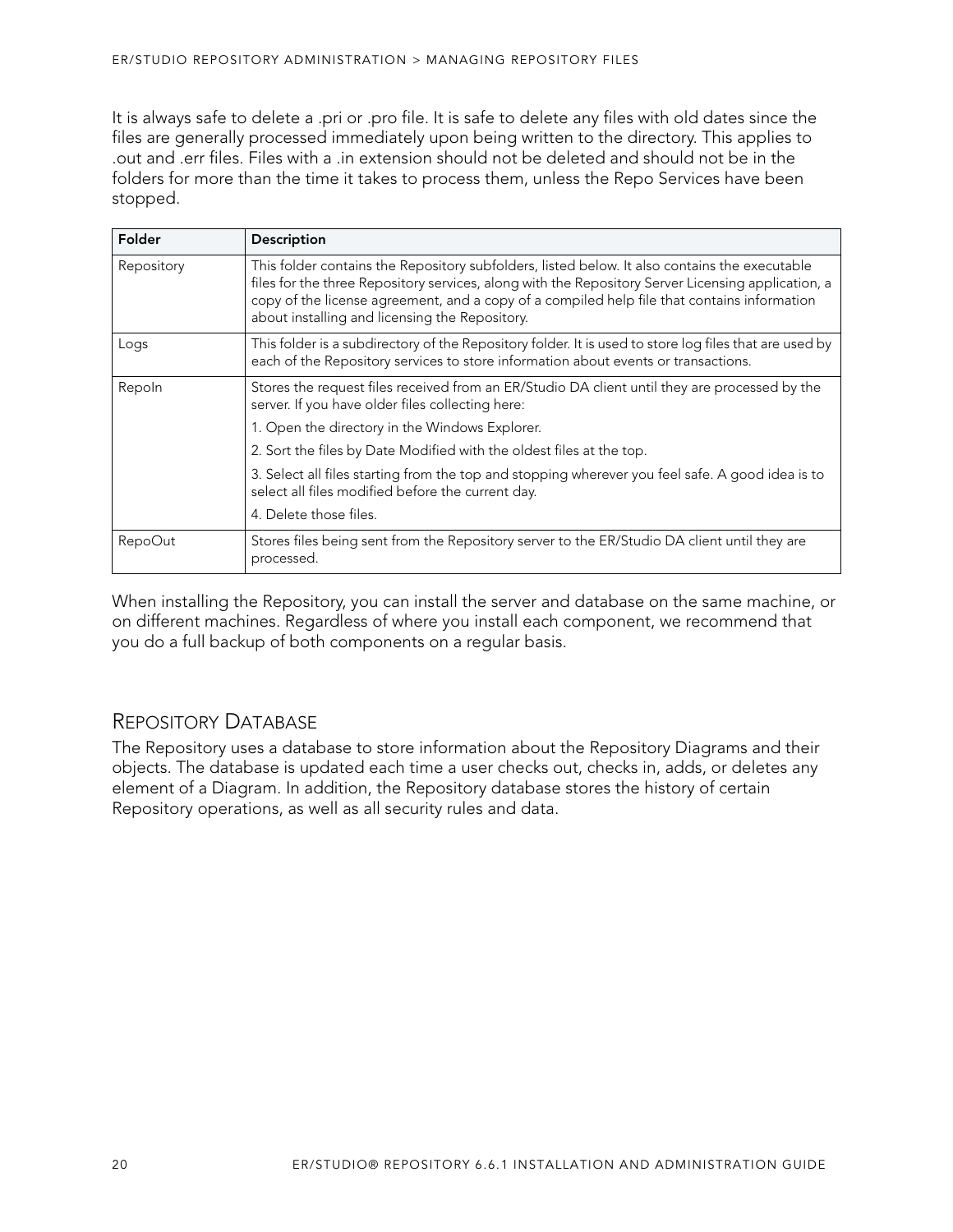It is always safe to delete a .pri or .pro file. It is safe to delete any files with old dates since the files are generally processed immediately upon being written to the directory. This applies to .out and .err files. Files with a .in extension should not be deleted and should not be in the folders for more than the time it takes to process them, unless the Repo Services have been stopped.

| Folder | Description |
| --- | --- |
| Repository | This folder contains the Repository subfolders, listed below. It also contains the executable files for the three Repository services, along with the Repository Server Licensing application, a copy of the license agreement, and a copy of a compiled help file that contains information about installing and licensing the Repository. |
| Logs | This folder is a subdirectory of the Repository folder. It is used to store log files that are used by each of the Repository services to store information about events or transactions. |
| RepoIn | Stores the request files received from an ER/Studio DA client until they are processed by the server. If you have older files collecting here:<br>1. Open the directory in the Windows Explorer.<br>2. Sort the files by Date Modified with the oldest files at the top.<br>3. Select all files starting from the top and stopping wherever you feel safe. A good idea is to select all files modified before the current day.<br>4. Delete those files. |
| RepoOut | Stores files being sent from the Repository server to the ER/Studio DA client until they are processed. |

When installing the Repository, you can install the server and database on the same machine, or on different machines. Regardless of where you install each component, we recommend that you do a full backup of both components on a regular basis.

## Repository Database

The Repository uses a database to store information about the Repository Diagrams and their objects. The database is updated each time a user checks out, checks in, adds, or deletes any element of a Diagram. In addition, the Repository database stores the history of certain Repository operations, as well as all security rules and data.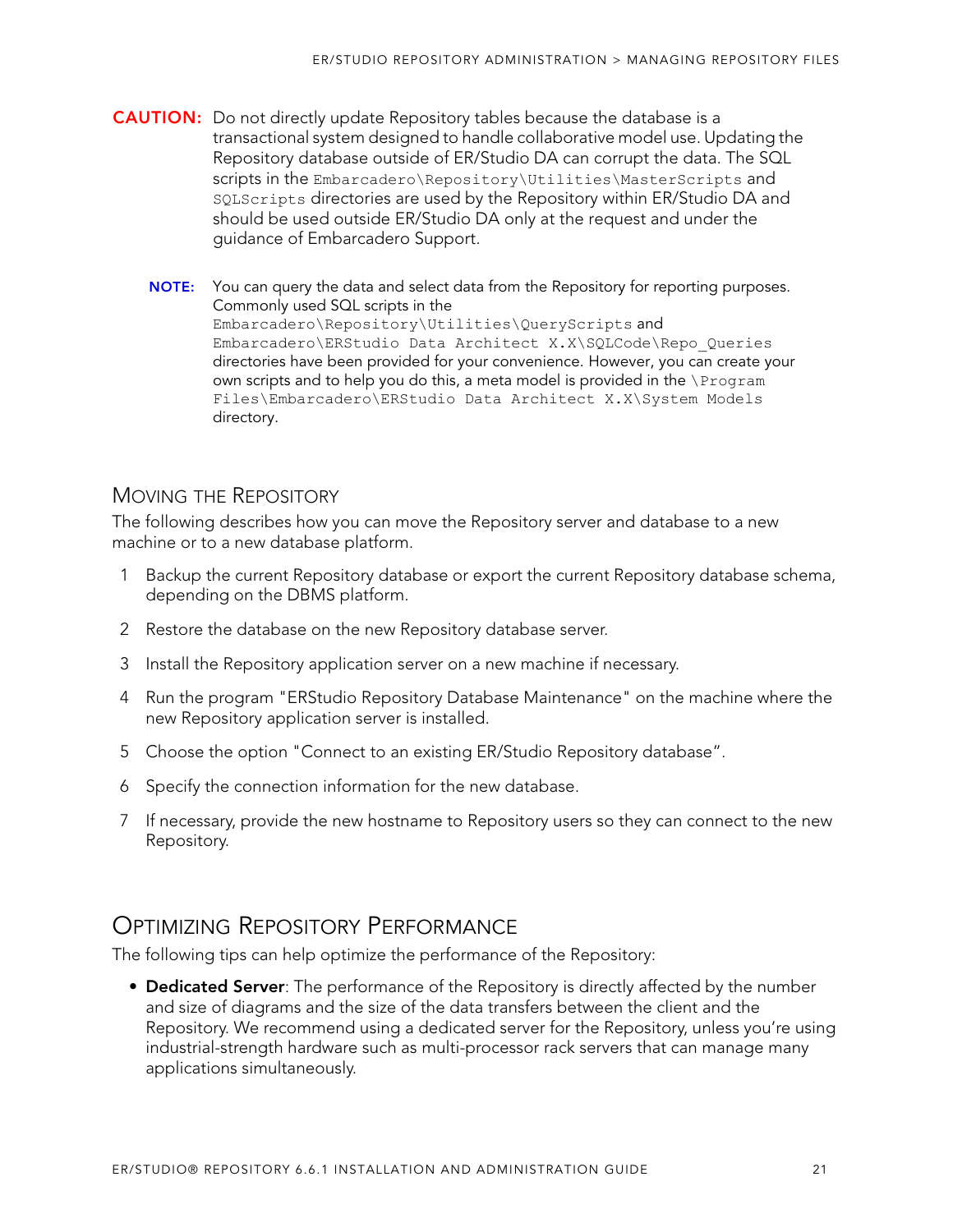**CAUTION:** Do not directly update Repository tables because the database is a transactional system designed to handle collaborative model use. Updating the Repository database outside of ER/Studio DA can corrupt the data. The SQL scripts in the `Embarcadero\Repository\Utilities\MasterScripts` and `SQLScripts` directories are used by the Repository within ER/Studio DA and should be used outside ER/Studio DA only at the request and under the guidance of Embarcadero Support.

**NOTE:** You can query the data and select data from the Repository for reporting purposes. Commonly used SQL scripts in the `Embarcadero\Repository\Utilities\QueryScripts` and `Embarcadero\ERStudio Data Architect X.X\SQLCode\Repo_Queries` directories have been provided for your convenience. However, you can create your own scripts and to help you do this, a meta model is provided in the `\Program Files\Embarcadero\ERStudio Data Architect X.X\System Models` directory.

### Moving the Repository

The following describes how you can move the Repository server and database to a new machine or to a new database platform.

1. Backup the current Repository database or export the current Repository database schema, depending on the DBMS platform.
2. Restore the database on the new Repository database server.
3. Install the Repository application server on a new machine if necessary.
4. Run the program "ERStudio Repository Database Maintenance" on the machine where the new Repository application server is installed.
5. Choose the option "Connect to an existing ER/Studio Repository database".
6. Specify the connection information for the new database.
7. If necessary, provide the new hostname to Repository users so they can connect to the new Repository.

## Optimizing Repository Performance

The following tips can help optimize the performance of the Repository:

- **Dedicated Server**: The performance of the Repository is directly affected by the number and size of diagrams and the size of the data transfers between the client and the Repository. We recommend using a dedicated server for the Repository, unless you're using industrial-strength hardware such as multi-processor rack servers that can manage many applications simultaneously.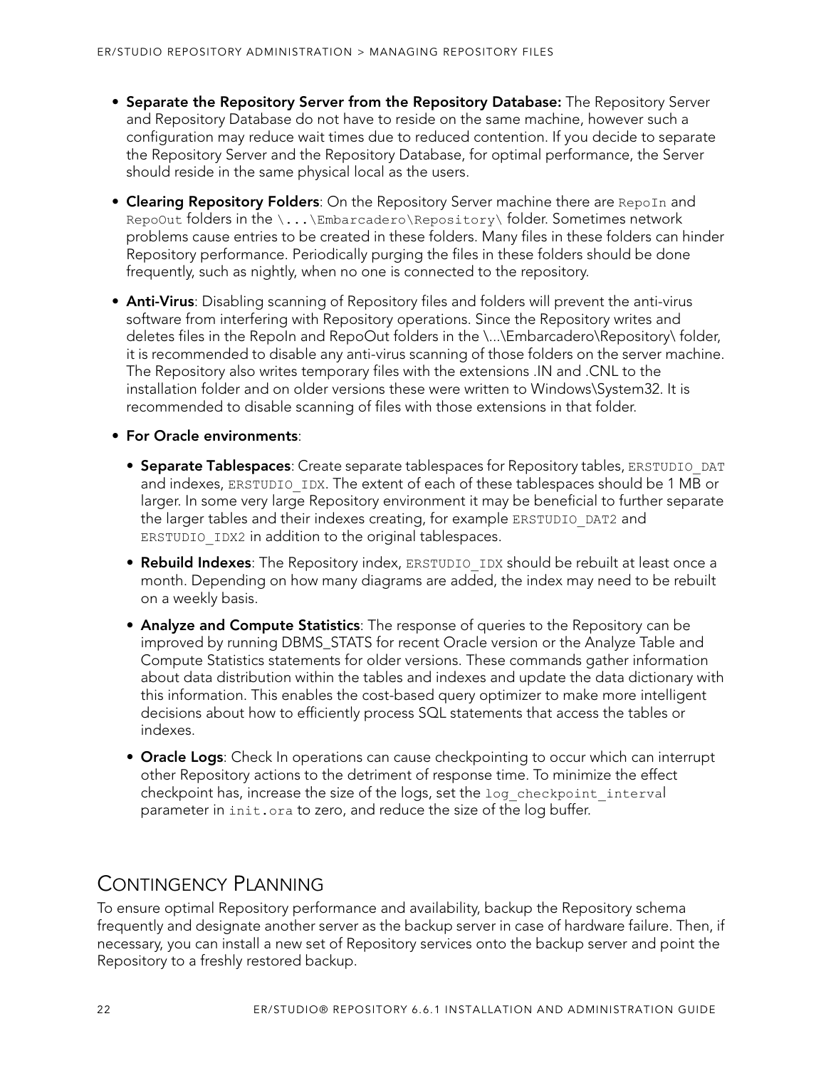- **Separate the Repository Server from the Repository Database:** The Repository Server and Repository Database do not have to reside on the same machine, however such a configuration may reduce wait times due to reduced contention. If you decide to separate the Repository Server and the Repository Database, for optimal performance, the Server should reside in the same physical local as the users.
- **Clearing Repository Folders**: On the Repository Server machine there are `RepoIn` and `RepoOut` folders in the `\...\Embarcadero\Repository\` folder. Sometimes network problems cause entries to be created in these folders. Many files in these folders can hinder Repository performance. Periodically purging the files in these folders should be done frequently, such as nightly, when no one is connected to the repository.
- **Anti-Virus**: Disabling scanning of Repository files and folders will prevent the anti-virus software from interfering with Repository operations. Since the Repository writes and deletes files in the RepoIn and RepoOut folders in the \...\Embarcadero\Repository\ folder, it is recommended to disable any anti-virus scanning of those folders on the server machine. The Repository also writes temporary files with the extensions .IN and .CNL to the installation folder and on older versions these were written to Windows\System32. It is recommended to disable scanning of files with those extensions in that folder.
- **For Oracle environments**:
  - **Separate Tablespaces**: Create separate tablespaces for Repository tables, `ERSTUDIO_DAT` and indexes, `ERSTUDIO_IDX`. The extent of each of these tablespaces should be 1 MB or larger. In some very large Repository environment it may be beneficial to further separate the larger tables and their indexes creating, for example `ERSTUDIO_DAT2` and `ERSTUDIO_IDX2` in addition to the original tablespaces.
  - **Rebuild Indexes**: The Repository index, `ERSTUDIO_IDX` should be rebuilt at least once a month. Depending on how many diagrams are added, the index may need to be rebuilt on a weekly basis.
  - **Analyze and Compute Statistics**: The response of queries to the Repository can be improved by running DBMS_STATS for recent Oracle version or the Analyze Table and Compute Statistics statements for older versions. These commands gather information about data distribution within the tables and indexes and update the data dictionary with this information. This enables the cost-based query optimizer to make more intelligent decisions about how to efficiently process SQL statements that access the tables or indexes.
  - **Oracle Logs**: Check In operations can cause checkpointing to occur which can interrupt other Repository actions to the detriment of response time. To minimize the effect checkpoint has, increase the size of the logs, set the `log_checkpoint_interval` parameter in `init.ora` to zero, and reduce the size of the log buffer.

## Contingency Planning

To ensure optimal Repository performance and availability, backup the Repository schema frequently and designate another server as the backup server in case of hardware failure. Then, if necessary, you can install a new set of Repository services onto the backup server and point the Repository to a freshly restored backup.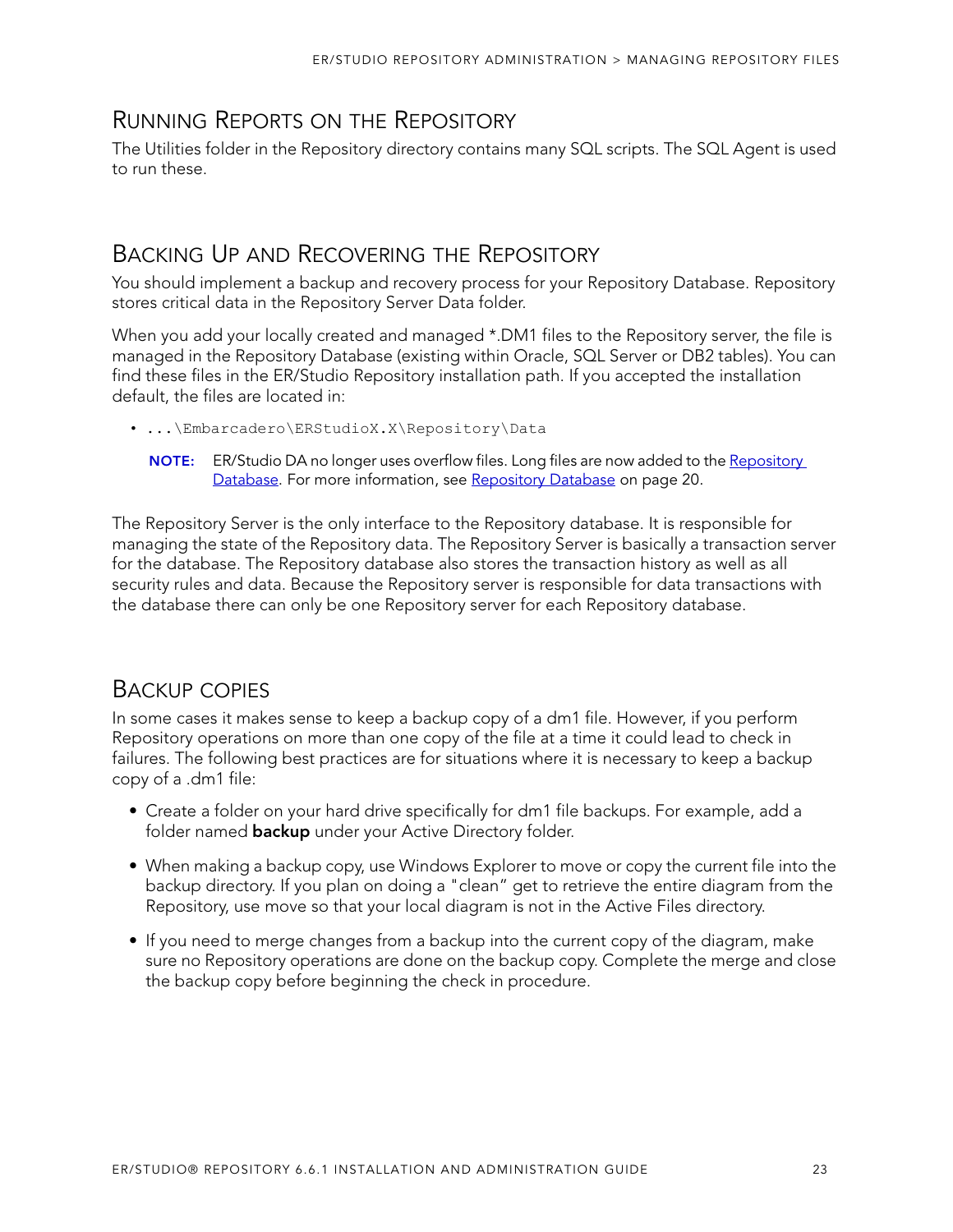## Running Reports on the Repository

The Utilities folder in the Repository directory contains many SQL scripts. The SQL Agent is used to run these.

## Backing Up and Recovering the Repository

You should implement a backup and recovery process for your Repository Database. Repository stores critical data in the Repository Server Data folder.

When you add your locally created and managed *.DM1 files to the Repository server, the file is managed in the Repository Database (existing within Oracle, SQL Server or DB2 tables). You can find these files in the ER/Studio Repository installation path. If you accepted the installation default, the files are located in:

- `...\Embarcadero\ERStudioX.X\Repository\Data`

  **NOTE:** ER/Studio DA no longer uses overflow files. Long files are now added to the Repository Database. For more information, see Repository Database on page 20.

The Repository Server is the only interface to the Repository database. It is responsible for managing the state of the Repository data. The Repository Server is basically a transaction server for the database. The Repository database also stores the transaction history as well as all security rules and data. Because the Repository server is responsible for data transactions with the database there can only be one Repository server for each Repository database.

## Backup copies

In some cases it makes sense to keep a backup copy of a dm1 file. However, if you perform Repository operations on more than one copy of the file at a time it could lead to check in failures. The following best practices are for situations where it is necessary to keep a backup copy of a .dm1 file:

- Create a folder on your hard drive specifically for dm1 file backups. For example, add a folder named **backup** under your Active Directory folder.
- When making a backup copy, use Windows Explorer to move or copy the current file into the backup directory. If you plan on doing a "clean" get to retrieve the entire diagram from the Repository, use move so that your local diagram is not in the Active Files directory.
- If you need to merge changes from a backup into the current copy of the diagram, make sure no Repository operations are done on the backup copy. Complete the merge and close the backup copy before beginning the check in procedure.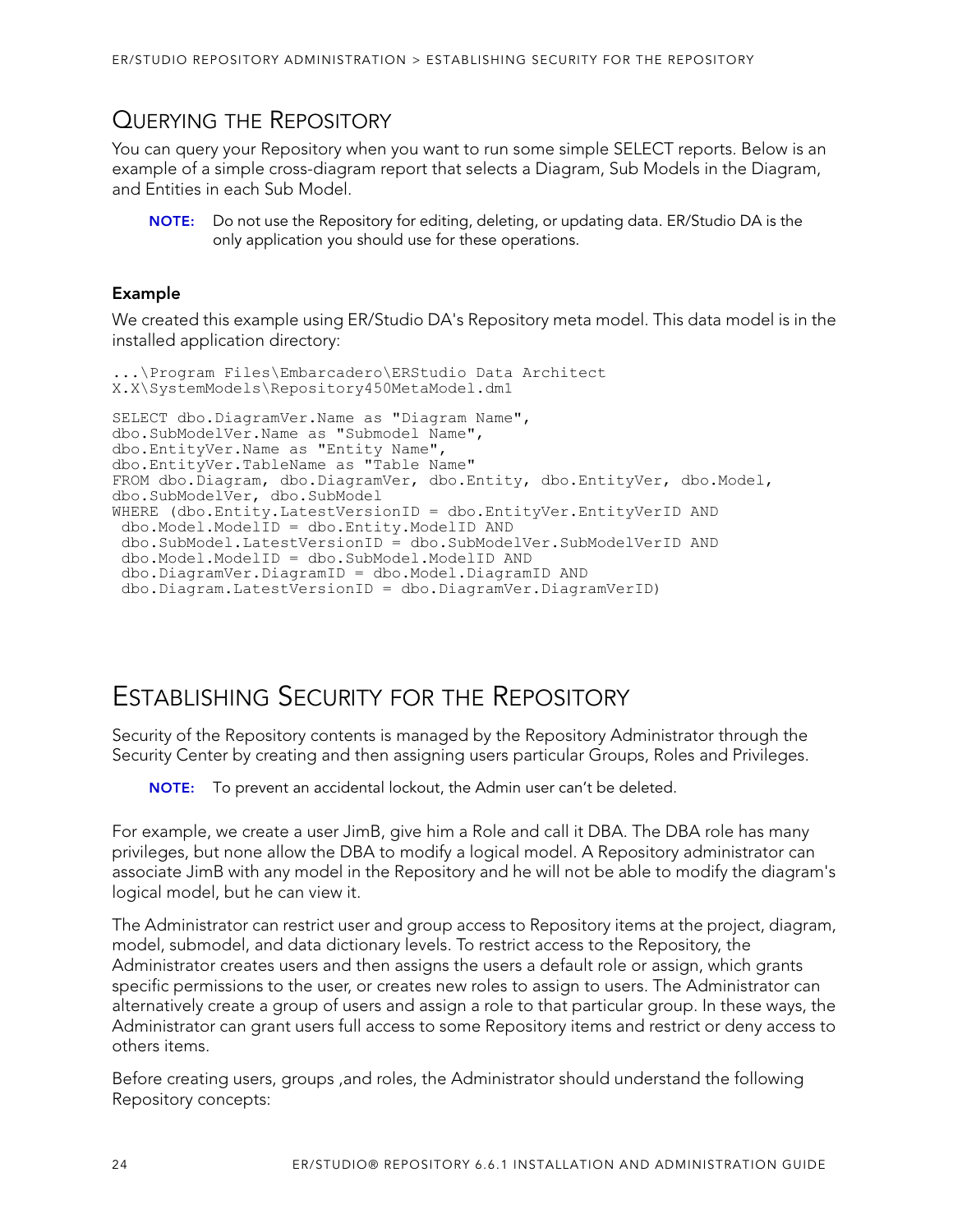## Querying the Repository

You can query your Repository when you want to run some simple SELECT reports. Below is an example of a simple cross-diagram report that selects a Diagram, Sub Models in the Diagram, and Entities in each Sub Model.

> **NOTE:** Do not use the Repository for editing, deleting, or updating data. ER/Studio DA is the only application you should use for these operations.

### Example

We created this example using ER/Studio DA's Repository meta model. This data model is in the installed application directory:

```
...\Program Files\Embarcadero\ERStudio Data Architect
X.X\SystemModels\Repository450MetaModel.dm1
```

```
SELECT dbo.DiagramVer.Name as "Diagram Name",
dbo.SubModelVer.Name as "Submodel Name",
dbo.EntityVer.Name as "Entity Name",
dbo.EntityVer.TableName as "Table Name"
FROM dbo.Diagram, dbo.DiagramVer, dbo.Entity, dbo.EntityVer, dbo.Model,
dbo.SubModelVer, dbo.SubModel
WHERE (dbo.Entity.LatestVersionID = dbo.EntityVer.EntityVerID AND
 dbo.Model.ModelID = dbo.Entity.ModelID AND
 dbo.SubModel.LatestVersionID = dbo.SubModelVer.SubModelVerID AND
 dbo.Model.ModelID = dbo.SubModel.ModelID AND
 dbo.DiagramVer.DiagramID = dbo.Model.DiagramID AND
 dbo.Diagram.LatestVersionID = dbo.DiagramVer.DiagramVerID)
```

## Establishing Security for the Repository

Security of the Repository contents is managed by the Repository Administrator through the Security Center by creating and then assigning users particular Groups, Roles and Privileges.

> **NOTE:** To prevent an accidental lockout, the Admin user can't be deleted.

For example, we create a user JimB, give him a Role and call it DBA. The DBA role has many privileges, but none allow the DBA to modify a logical model. A Repository administrator can associate JimB with any model in the Repository and he will not be able to modify the diagram's logical model, but he can view it.

The Administrator can restrict user and group access to Repository items at the project, diagram, model, submodel, and data dictionary levels. To restrict access to the Repository, the Administrator creates users and then assigns the users a default role or assign, which grants specific permissions to the user, or creates new roles to assign to users. The Administrator can alternatively create a group of users and assign a role to that particular group. In these ways, the Administrator can grant users full access to some Repository items and restrict or deny access to others items.

Before creating users, groups ,and roles, the Administrator should understand the following Repository concepts: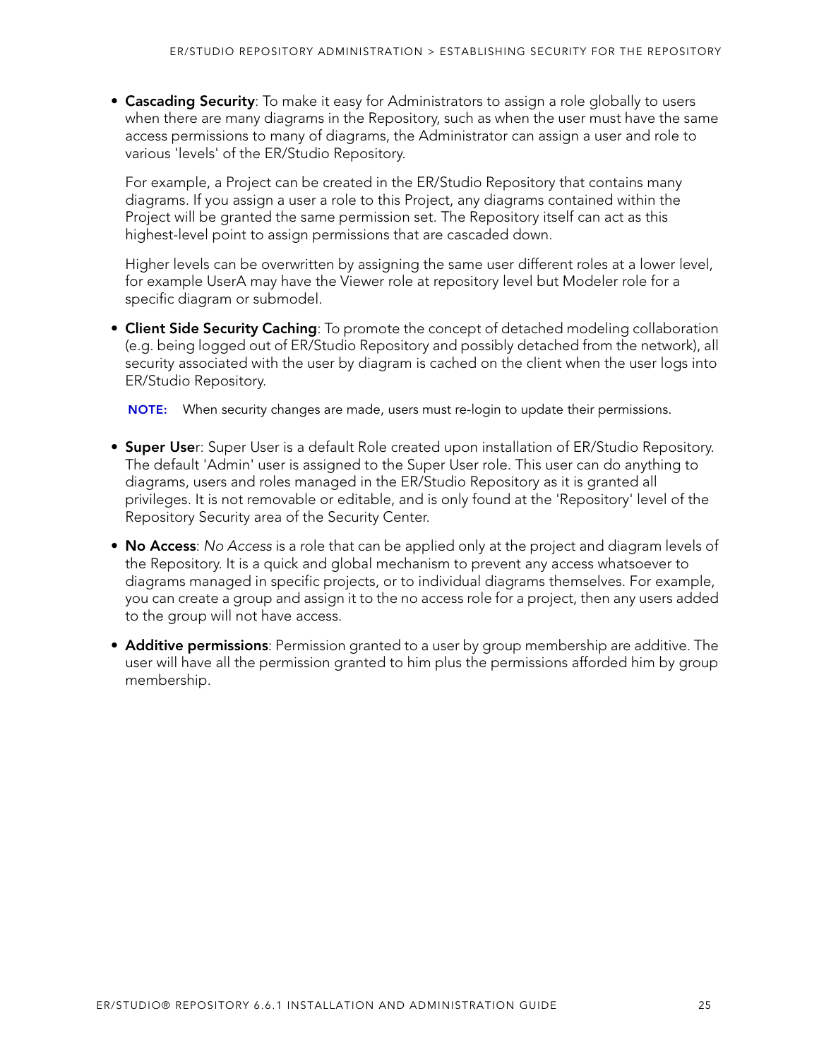- **Cascading Security**: To make it easy for Administrators to assign a role globally to users when there are many diagrams in the Repository, such as when the user must have the same access permissions to many of diagrams, the Administrator can assign a user and role to various 'levels' of the ER/Studio Repository.

  For example, a Project can be created in the ER/Studio Repository that contains many diagrams. If you assign a user a role to this Project, any diagrams contained within the Project will be granted the same permission set. The Repository itself can act as this highest-level point to assign permissions that are cascaded down.

  Higher levels can be overwritten by assigning the same user different roles at a lower level, for example UserA may have the Viewer role at repository level but Modeler role for a specific diagram or submodel.

- **Client Side Security Caching**: To promote the concept of detached modeling collaboration (e.g. being logged out of ER/Studio Repository and possibly detached from the network), all security associated with the user by diagram is cached on the client when the user logs into ER/Studio Repository.

  **NOTE:** When security changes are made, users must re-login to update their permissions.

- **Super User**: Super User is a default Role created upon installation of ER/Studio Repository. The default 'Admin' user is assigned to the Super User role. This user can do anything to diagrams, users and roles managed in the ER/Studio Repository as it is granted all privileges. It is not removable or editable, and is only found at the 'Repository' level of the Repository Security area of the Security Center.

- **No Access**: *No Access* is a role that can be applied only at the project and diagram levels of the Repository. It is a quick and global mechanism to prevent any access whatsoever to diagrams managed in specific projects, or to individual diagrams themselves. For example, you can create a group and assign it to the no access role for a project, then any users added to the group will not have access.

- **Additive permissions**: Permission granted to a user by group membership are additive. The user will have all the permission granted to him plus the permissions afforded him by group membership.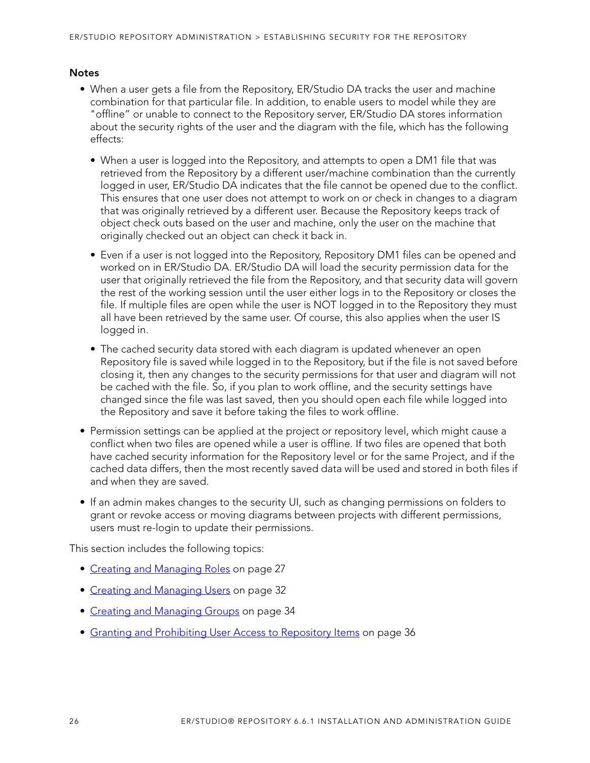#### Notes

- When a user gets a file from the Repository, ER/Studio DA tracks the user and machine combination for that particular file. In addition, to enable users to model while they are "offline" or unable to connect to the Repository server, ER/Studio DA stores information about the security rights of the user and the diagram with the file, which has the following effects:
  - When a user is logged into the Repository, and attempts to open a DM1 file that was retrieved from the Repository by a different user/machine combination than the currently logged in user, ER/Studio DA indicates that the file cannot be opened due to the conflict. This ensures that one user does not attempt to work on or check in changes to a diagram that was originally retrieved by a different user. Because the Repository keeps track of object check outs based on the user and machine, only the user on the machine that originally checked out an object can check it back in.
  - Even if a user is not logged into the Repository, Repository DM1 files can be opened and worked on in ER/Studio DA. ER/Studio DA will load the security permission data for the user that originally retrieved the file from the Repository, and that security data will govern the rest of the working session until the user either logs in to the Repository or closes the file. If multiple files are open while the user is NOT logged in to the Repository they must all have been retrieved by the same user. Of course, this also applies when the user IS logged in.
  - The cached security data stored with each diagram is updated whenever an open Repository file is saved while logged in to the Repository, but if the file is not saved before closing it, then any changes to the security permissions for that user and diagram will not be cached with the file. So, if you plan to work offline, and the security settings have changed since the file was last saved, then you should open each file while logged into the Repository and save it before taking the files to work offline.
- Permission settings can be applied at the project or repository level, which might cause a conflict when two files are opened while a user is offline. If two files are opened that both have cached security information for the Repository level or for the same Project, and if the cached data differs, then the most recently saved data will be used and stored in both files if and when they are saved.
- If an admin makes changes to the security UI, such as changing permissions on folders to grant or revoke access or moving diagrams between projects with different permissions, users must re-login to update their permissions.

This section includes the following topics:

- Creating and Managing Roles on page 27
- Creating and Managing Users on page 32
- Creating and Managing Groups on page 34
- Granting and Prohibiting User Access to Repository Items on page 36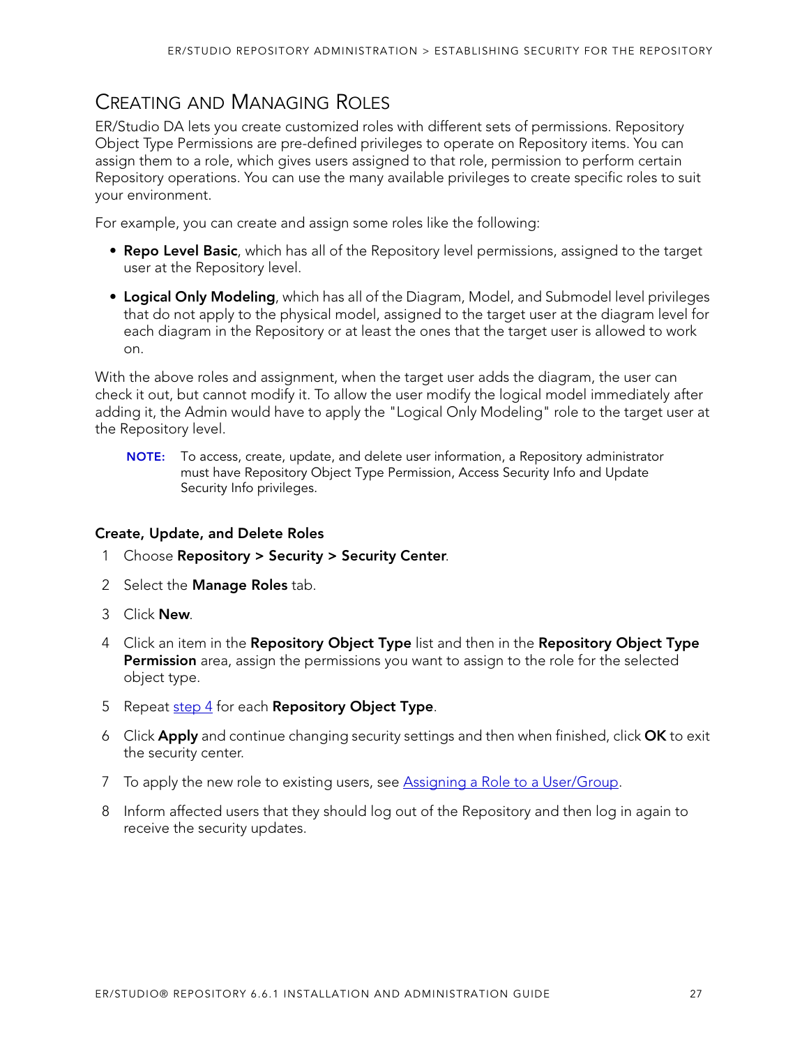## Creating and Managing Roles

ER/Studio DA lets you create customized roles with different sets of permissions. Repository Object Type Permissions are pre-defined privileges to operate on Repository items. You can assign them to a role, which gives users assigned to that role, permission to perform certain Repository operations. You can use the many available privileges to create specific roles to suit your environment.

For example, you can create and assign some roles like the following:

- **Repo Level Basic**, which has all of the Repository level permissions, assigned to the target user at the Repository level.
- **Logical Only Modeling**, which has all of the Diagram, Model, and Submodel level privileges that do not apply to the physical model, assigned to the target user at the diagram level for each diagram in the Repository or at least the ones that the target user is allowed to work on.

With the above roles and assignment, when the target user adds the diagram, the user can check it out, but cannot modify it. To allow the user modify the logical model immediately after adding it, the Admin would have to apply the "Logical Only Modeling" role to the target user at the Repository level.

> **NOTE:** To access, create, update, and delete user information, a Repository administrator must have Repository Object Type Permission, Access Security Info and Update Security Info privileges.

### Create, Update, and Delete Roles

1. Choose **Repository > Security > Security Center**.
2. Select the **Manage Roles** tab.
3. Click **New**.
4. Click an item in the **Repository Object Type** list and then in the **Repository Object Type Permission** area, assign the permissions you want to assign to the role for the selected object type.
5. Repeat step 4 for each **Repository Object Type**.
6. Click **Apply** and continue changing security settings and then when finished, click **OK** to exit the security center.
7. To apply the new role to existing users, see Assigning a Role to a User/Group.
8. Inform affected users that they should log out of the Repository and then log in again to receive the security updates.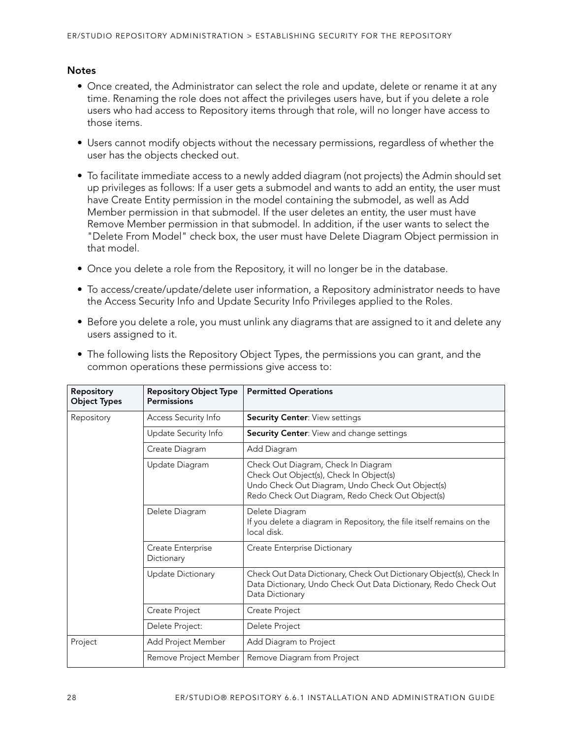### Notes

- Once created, the Administrator can select the role and update, delete or rename it at any time. Renaming the role does not affect the privileges users have, but if you delete a role users who had access to Repository items through that role, will no longer have access to those items.
- Users cannot modify objects without the necessary permissions, regardless of whether the user has the objects checked out.
- To facilitate immediate access to a newly added diagram (not projects) the Admin should set up privileges as follows: If a user gets a submodel and wants to add an entity, the user must have Create Entity permission in the model containing the submodel, as well as Add Member permission in that submodel. If the user deletes an entity, the user must have Remove Member permission in that submodel. In addition, if the user wants to select the "Delete From Model" check box, the user must have Delete Diagram Object permission in that model.
- Once you delete a role from the Repository, it will no longer be in the database.
- To access/create/update/delete user information, a Repository administrator needs to have the Access Security Info and Update Security Info Privileges applied to the Roles.
- Before you delete a role, you must unlink any diagrams that are assigned to it and delete any users assigned to it.
- The following lists the Repository Object Types, the permissions you can grant, and the common operations these permissions give access to:

| Repository Object Types | Repository Object Type Permissions | Permitted Operations |
|---|---|---|
| Repository | Access Security Info | **Security Center**: View settings |
| | Update Security Info | **Security Center**: View and change settings |
| | Create Diagram | Add Diagram |
| | Update Diagram | Check Out Diagram, Check In Diagram<br>Check Out Object(s), Check In Object(s)<br>Undo Check Out Diagram, Undo Check Out Object(s)<br>Redo Check Out Diagram, Redo Check Out Object(s) |
| | Delete Diagram | Delete Diagram<br>If you delete a diagram in Repository, the file itself remains on the local disk. |
| | Create Enterprise Dictionary | Create Enterprise Dictionary |
| | Update Dictionary | Check Out Data Dictionary, Check Out Dictionary Object(s), Check In Data Dictionary, Undo Check Out Data Dictionary, Redo Check Out Data Dictionary |
| | Create Project | Create Project |
| | Delete Project: | Delete Project |
| Project | Add Project Member | Add Diagram to Project |
| | Remove Project Member | Remove Diagram from Project |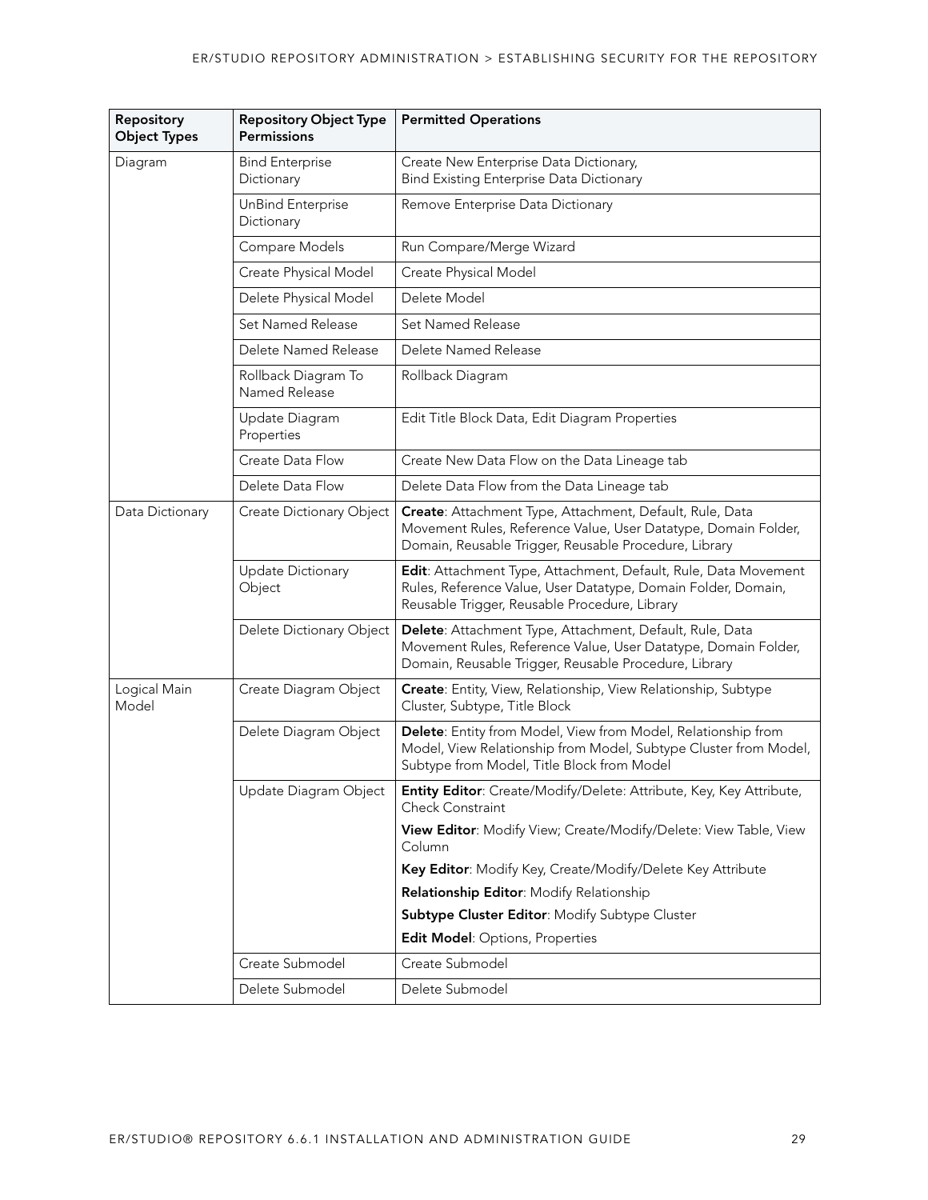| Repository Object Types | Repository Object Type Permissions | Permitted Operations |
|---|---|---|
| Diagram | Bind Enterprise Dictionary | Create New Enterprise Data Dictionary, Bind Existing Enterprise Data Dictionary |
| | UnBind Enterprise Dictionary | Remove Enterprise Data Dictionary |
| | Compare Models | Run Compare/Merge Wizard |
| | Create Physical Model | Create Physical Model |
| | Delete Physical Model | Delete Model |
| | Set Named Release | Set Named Release |
| | Delete Named Release | Delete Named Release |
| | Rollback Diagram To Named Release | Rollback Diagram |
| | Update Diagram Properties | Edit Title Block Data, Edit Diagram Properties |
| | Create Data Flow | Create New Data Flow on the Data Lineage tab |
| | Delete Data Flow | Delete Data Flow from the Data Lineage tab |
| Data Dictionary | Create Dictionary Object | **Create**: Attachment Type, Attachment, Default, Rule, Data Movement Rules, Reference Value, User Datatype, Domain Folder, Domain, Reusable Trigger, Reusable Procedure, Library |
| | Update Dictionary Object | **Edit**: Attachment Type, Attachment, Default, Rule, Data Movement Rules, Reference Value, User Datatype, Domain Folder, Domain, Reusable Trigger, Reusable Procedure, Library |
| | Delete Dictionary Object | **Delete**: Attachment Type, Attachment, Default, Rule, Data Movement Rules, Reference Value, User Datatype, Domain Folder, Domain, Reusable Trigger, Reusable Procedure, Library |
| Logical Main Model | Create Diagram Object | **Create**: Entity, View, Relationship, View Relationship, Subtype Cluster, Subtype, Title Block |
| | Delete Diagram Object | **Delete**: Entity from Model, View from Model, Relationship from Model, View Relationship from Model, Subtype Cluster from Model, Subtype from Model, Title Block from Model |
| | Update Diagram Object | **Entity Editor**: Create/Modify/Delete: Attribute, Key, Key Attribute, Check Constraint<br>**View Editor**: Modify View; Create/Modify/Delete: View Table, View Column<br>**Key Editor**: Modify Key, Create/Modify/Delete Key Attribute<br>**Relationship Editor**: Modify Relationship<br>**Subtype Cluster Editor**: Modify Subtype Cluster<br>**Edit Model**: Options, Properties |
| | Create Submodel | Create Submodel |
| | Delete Submodel | Delete Submodel |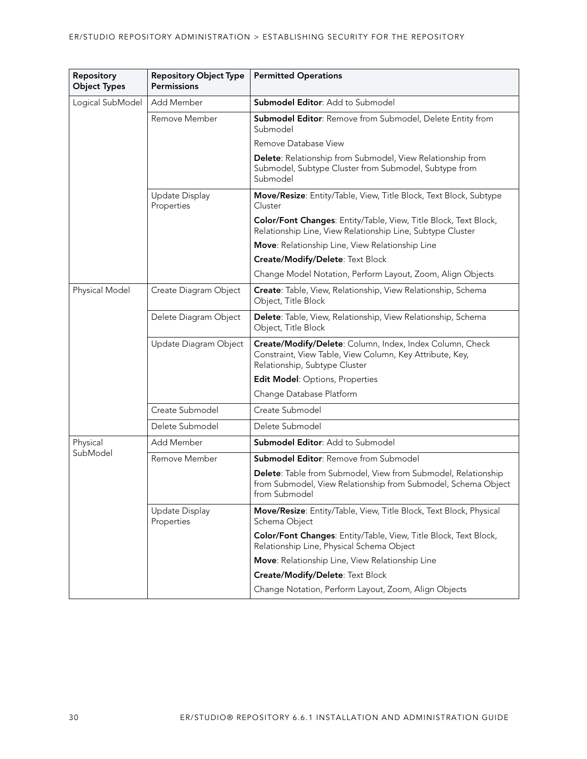| Repository Object Types | Repository Object Type Permissions | Permitted Operations |
|---|---|---|
| Logical SubModel | Add Member | **Submodel Editor**: Add to Submodel |
| | Remove Member | **Submodel Editor**: Remove from Submodel, Delete Entity from Submodel |
| | | Remove Database View |
| | | **Delete**: Relationship from Submodel, View Relationship from Submodel, Subtype Cluster from Submodel, Subtype from Submodel |
| | Update Display Properties | **Move/Resize**: Entity/Table, View, Title Block, Text Block, Subtype Cluster |
| | | **Color/Font Changes**: Entity/Table, View, Title Block, Text Block, Relationship Line, View Relationship Line, Subtype Cluster |
| | | **Move**: Relationship Line, View Relationship Line |
| | | **Create/Modify/Delete**: Text Block |
| | | Change Model Notation, Perform Layout, Zoom, Align Objects |
| Physical Model | Create Diagram Object | **Create**: Table, View, Relationship, View Relationship, Schema Object, Title Block |
| | Delete Diagram Object | **Delete**: Table, View, Relationship, View Relationship, Schema Object, Title Block |
| | Update Diagram Object | **Create/Modify/Delete**: Column, Index, Index Column, Check Constraint, View Table, View Column, Key Attribute, Key, Relationship, Subtype Cluster |
| | | **Edit Model**: Options, Properties |
| | | Change Database Platform |
| | Create Submodel | Create Submodel |
| | Delete Submodel | Delete Submodel |
| Physical SubModel | Add Member | **Submodel Editor**: Add to Submodel |
| | Remove Member | **Submodel Editor**: Remove from Submodel |
| | | **Delete**: Table from Submodel, View from Submodel, Relationship from Submodel, View Relationship from Submodel, Schema Object from Submodel |
| | Update Display Properties | **Move/Resize**: Entity/Table, View, Title Block, Text Block, Physical Schema Object |
| | | **Color/Font Changes**: Entity/Table, View, Title Block, Text Block, Relationship Line, Physical Schema Object |
| | | **Move**: Relationship Line, View Relationship Line |
| | | **Create/Modify/Delete**: Text Block |
| | | Change Notation, Perform Layout, Zoom, Align Objects |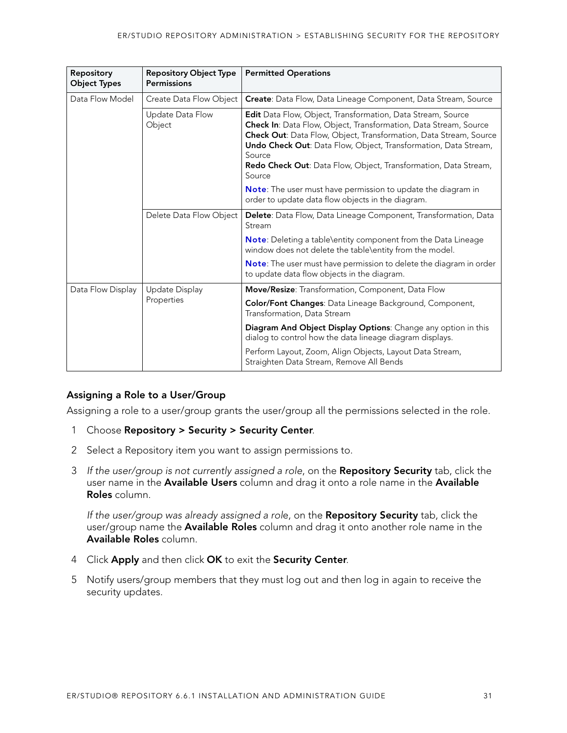| Repository Object Types | Repository Object Type Permissions | Permitted Operations |
| --- | --- | --- |
| Data Flow Model | Create Data Flow Object | **Create**: Data Flow, Data Lineage Component, Data Stream, Source |
| | Update Data Flow Object | **Edit** Data Flow, Object, Transformation, Data Stream, Source<br>**Check In**: Data Flow, Object, Transformation, Data Stream, Source<br>**Check Out**: Data Flow, Object, Transformation, Data Stream, Source<br>**Undo Check Out**: Data Flow, Object, Transformation, Data Stream, Source<br>**Redo Check Out**: Data Flow, Object, Transformation, Data Stream, Source<br>**Note**: The user must have permission to update the diagram in order to update data flow objects in the diagram. |
| | Delete Data Flow Object | **Delete**: Data Flow, Data Lineage Component, Transformation, Data Stream<br>**Note**: Deleting a table\entity component from the Data Lineage window does not delete the table\entity from the model.<br>**Note**: The user must have permission to delete the diagram in order to update data flow objects in the diagram. |
| Data Flow Display | Update Display Properties | **Move/Resize**: Transformation, Component, Data Flow<br>**Color/Font Changes**: Data Lineage Background, Component, Transformation, Data Stream<br>**Diagram And Object Display Options**: Change any option in this dialog to control how the data lineage diagram displays.<br>Perform Layout, Zoom, Align Objects, Layout Data Stream, Straighten Data Stream, Remove All Bends |

### Assigning a Role to a User/Group

Assigning a role to a user/group grants the user/group all the permissions selected in the role.

1. Choose **Repository > Security > Security Center**.
2. Select a Repository item you want to assign permissions to.
3. *If the user/group is not currently assigned a role*, on the **Repository Security** tab, click the user name in the **Available Users** column and drag it onto a role name in the **Available Roles** column.

   *If the user/group was already assigned a role*, on the **Repository Security** tab, click the user/group name the **Available Roles** column and drag it onto another role name in the **Available Roles** column.
4. Click **Apply** and then click **OK** to exit the **Security Center**.
5. Notify users/group members that they must log out and then log in again to receive the security updates.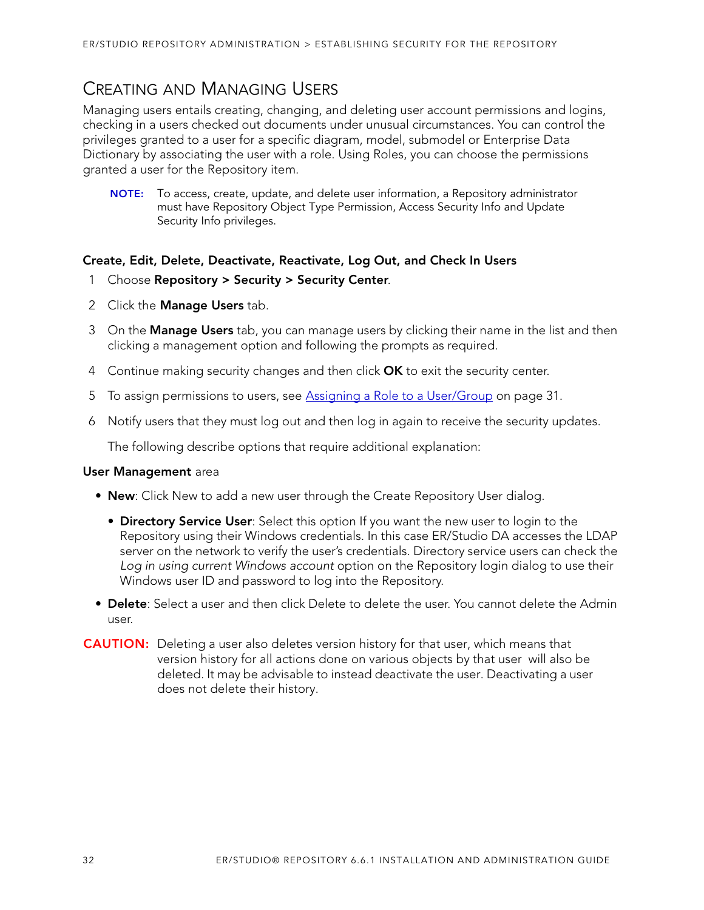## Creating and Managing Users

Managing users entails creating, changing, and deleting user account permissions and logins, checking in a users checked out documents under unusual circumstances. You can control the privileges granted to a user for a specific diagram, model, submodel or Enterprise Data Dictionary by associating the user with a role. Using Roles, you can choose the permissions granted a user for the Repository item.

> **NOTE:** To access, create, update, and delete user information, a Repository administrator must have Repository Object Type Permission, Access Security Info and Update Security Info privileges.

### Create, Edit, Delete, Deactivate, Reactivate, Log Out, and Check In Users

1. Choose **Repository > Security > Security Center**.
2. Click the **Manage Users** tab.
3. On the **Manage Users** tab, you can manage users by clicking their name in the list and then clicking a management option and following the prompts as required.
4. Continue making security changes and then click **OK** to exit the security center.
5. To assign permissions to users, see Assigning a Role to a User/Group on page 31.
6. Notify users that they must log out and then log in again to receive the security updates.

   The following describe options that require additional explanation:

**User Management** area

- **New**: Click New to add a new user through the Create Repository User dialog.
  - **Directory Service User**: Select this option If you want the new user to login to the Repository using their Windows credentials. In this case ER/Studio DA accesses the LDAP server on the network to verify the user's credentials. Directory service users can check the *Log in using current Windows account* option on the Repository login dialog to use their Windows user ID and password to log into the Repository.
- **Delete**: Select a user and then click Delete to delete the user. You cannot delete the Admin user.

> **CAUTION:** Deleting a user also deletes version history for that user, which means that version history for all actions done on various objects by that user will also be deleted. It may be advisable to instead deactivate the user. Deactivating a user does not delete their history.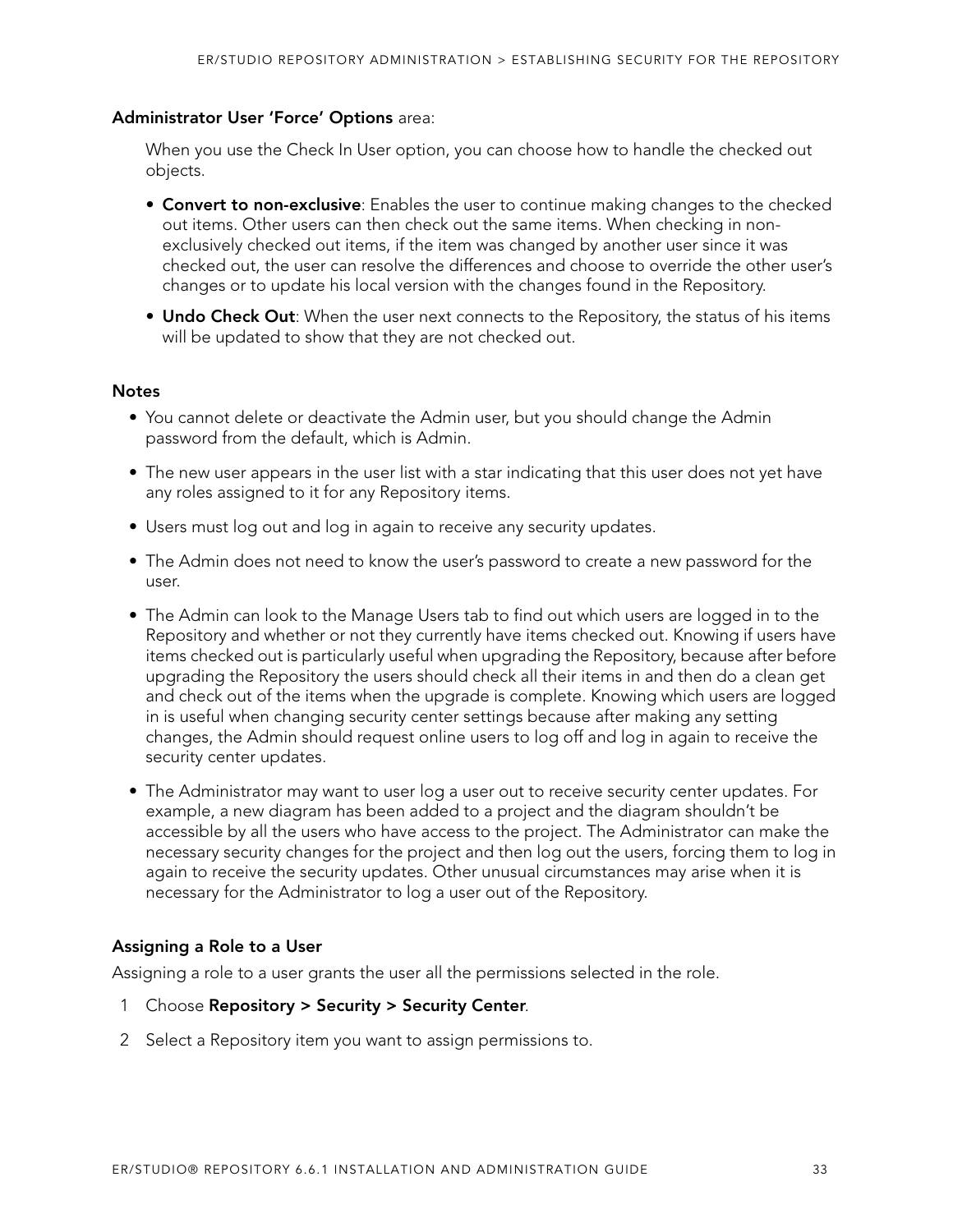**Administrator User 'Force' Options** area:

When you use the Check In User option, you can choose how to handle the checked out objects.

- **Convert to non-exclusive**: Enables the user to continue making changes to the checked out items. Other users can then check out the same items. When checking in non-exclusively checked out items, if the item was changed by another user since it was checked out, the user can resolve the differences and choose to override the other user's changes or to update his local version with the changes found in the Repository.
- **Undo Check Out**: When the user next connects to the Repository, the status of his items will be updated to show that they are not checked out.

### Notes

- You cannot delete or deactivate the Admin user, but you should change the Admin password from the default, which is Admin.
- The new user appears in the user list with a star indicating that this user does not yet have any roles assigned to it for any Repository items.
- Users must log out and log in again to receive any security updates.
- The Admin does not need to know the user's password to create a new password for the user.
- The Admin can look to the Manage Users tab to find out which users are logged in to the Repository and whether or not they currently have items checked out. Knowing if users have items checked out is particularly useful when upgrading the Repository, because after before upgrading the Repository the users should check all their items in and then do a clean get and check out of the items when the upgrade is complete. Knowing which users are logged in is useful when changing security center settings because after making any setting changes, the Admin should request online users to log off and log in again to receive the security center updates.
- The Administrator may want to user log a user out to receive security center updates. For example, a new diagram has been added to a project and the diagram shouldn't be accessible by all the users who have access to the project. The Administrator can make the necessary security changes for the project and then log out the users, forcing them to log in again to receive the security updates. Other unusual circumstances may arise when it is necessary for the Administrator to log a user out of the Repository.

### Assigning a Role to a User

Assigning a role to a user grants the user all the permissions selected in the role.

1. Choose **Repository > Security > Security Center**.
2. Select a Repository item you want to assign permissions to.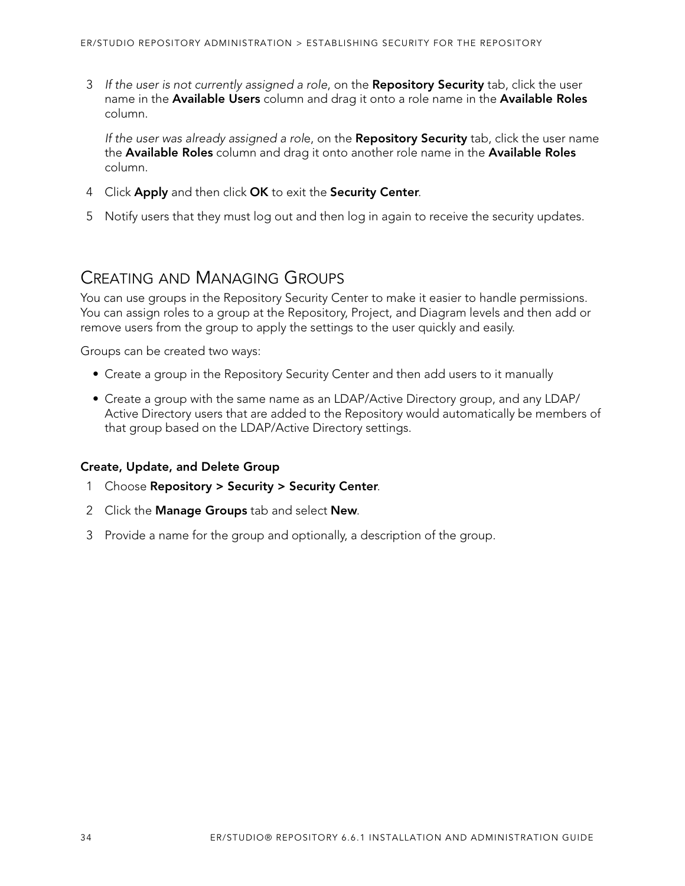3. *If the user is not currently assigned a role*, on the **Repository Security** tab, click the user name in the **Available Users** column and drag it onto a role name in the **Available Roles** column.

   *If the user was already assigned a rol*e, on the **Repository Security** tab, click the user name the **Available Roles** column and drag it onto another role name in the **Available Roles** column.

4. Click **Apply** and then click **OK** to exit the **Security Center**.
5. Notify users that they must log out and then log in again to receive the security updates.

## Creating and Managing Groups

You can use groups in the Repository Security Center to make it easier to handle permissions. You can assign roles to a group at the Repository, Project, and Diagram levels and then add or remove users from the group to apply the settings to the user quickly and easily.

Groups can be created two ways:

- Create a group in the Repository Security Center and then add users to it manually
- Create a group with the same name as an LDAP/Active Directory group, and any LDAP/ Active Directory users that are added to the Repository would automatically be members of that group based on the LDAP/Active Directory settings.

**Create, Update, and Delete Group**

1. Choose **Repository > Security > Security Center**.
2. Click the **Manage Groups** tab and select **New**.
3. Provide a name for the group and optionally, a description of the group.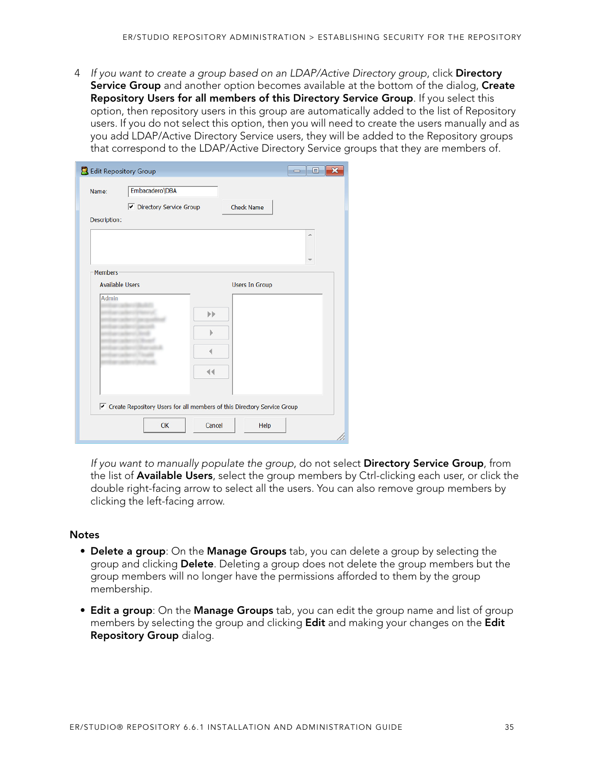4 *If you want to create a group based on an LDAP/Active Directory group*, click **Directory Service Group** and another option becomes available at the bottom of the dialog, **Create Repository Users for all members of this Directory Service Group**. If you select this option, then repository users in this group are automatically added to the list of Repository users. If you do not select this option, then you will need to create the users manually and as you add LDAP/Active Directory Service users, they will be added to the Repository groups that correspond to the LDAP/Active Directory Service groups that they are members of.

*If you want to manually populate the group*, do not select **Directory Service Group**, from the list of **Available Users**, select the group members by Ctrl-clicking each user, or click the double right-facing arrow to select all the users. You can also remove group members by clicking the left-facing arrow.

### Notes

- **Delete a group**: On the **Manage Groups** tab, you can delete a group by selecting the group and clicking **Delete**. Deleting a group does not delete the group members but the group members will no longer have the permissions afforded to them by the group membership.
- **Edit a group**: On the **Manage Groups** tab, you can edit the group name and list of group members by selecting the group and clicking **Edit** and making your changes on the **Edit Repository Group** dialog.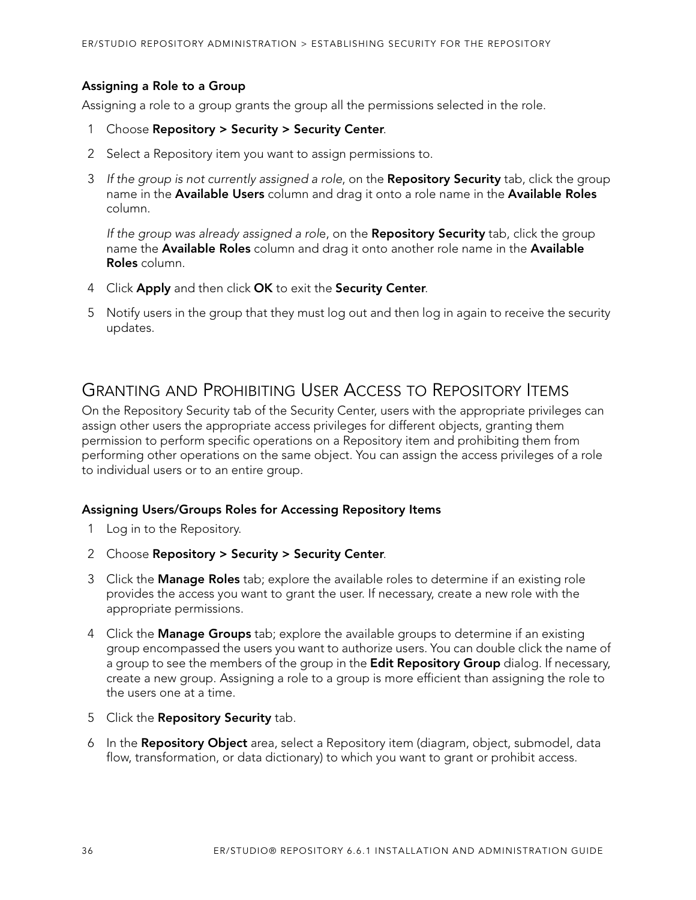### Assigning a Role to a Group

Assigning a role to a group grants the group all the permissions selected in the role.

1. Choose **Repository > Security > Security Center**.
2. Select a Repository item you want to assign permissions to.
3. *If the group is not currently assigned a role*, on the **Repository Security** tab, click the group name in the **Available Users** column and drag it onto a role name in the **Available Roles** column.

   *If the group was already assigned a role*, on the **Repository Security** tab, click the group name the **Available Roles** column and drag it onto another role name in the **Available Roles** column.
4. Click **Apply** and then click **OK** to exit the **Security Center**.
5. Notify users in the group that they must log out and then log in again to receive the security updates.

## Granting and Prohibiting User Access to Repository Items

On the Repository Security tab of the Security Center, users with the appropriate privileges can assign other users the appropriate access privileges for different objects, granting them permission to perform specific operations on a Repository item and prohibiting them from performing other operations on the same object. You can assign the access privileges of a role to individual users or to an entire group.

### Assigning Users/Groups Roles for Accessing Repository Items

1. Log in to the Repository.
2. Choose **Repository > Security > Security Center**.
3. Click the **Manage Roles** tab; explore the available roles to determine if an existing role provides the access you want to grant the user. If necessary, create a new role with the appropriate permissions.
4. Click the **Manage Groups** tab; explore the available groups to determine if an existing group encompassed the users you want to authorize users. You can double click the name of a group to see the members of the group in the **Edit Repository Group** dialog. If necessary, create a new group. Assigning a role to a group is more efficient than assigning the role to the users one at a time.
5. Click the **Repository Security** tab.
6. In the **Repository Object** area, select a Repository item (diagram, object, submodel, data flow, transformation, or data dictionary) to which you want to grant or prohibit access.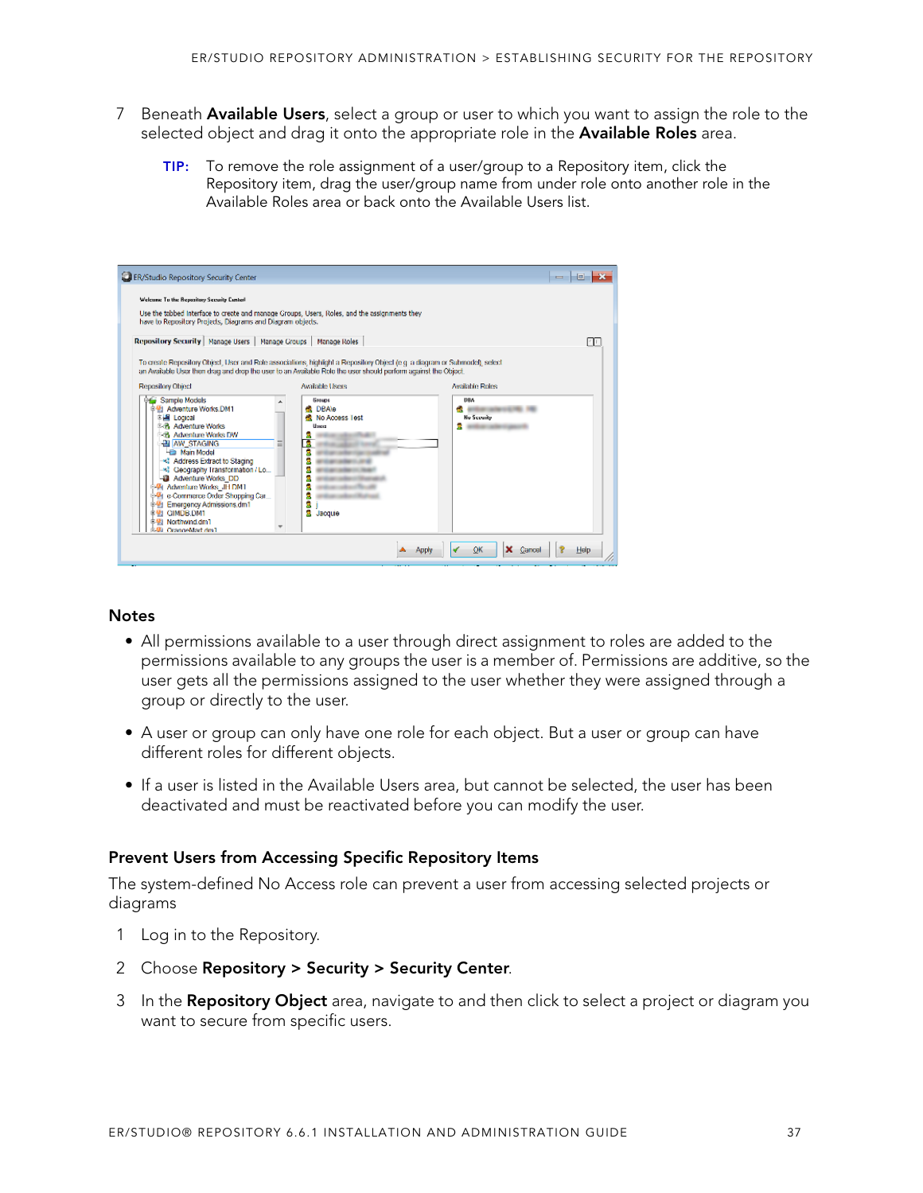7 Beneath **Available Users**, select a group or user to which you want to assign the role to the selected object and drag it onto the appropriate role in the **Available Roles** area.

**TIP:** To remove the role assignment of a user/group to a Repository item, click the Repository item, drag the user/group name from under role onto another role in the Available Roles area or back onto the Available Users list.

### Notes

- All permissions available to a user through direct assignment to roles are added to the permissions available to any groups the user is a member of. Permissions are additive, so the user gets all the permissions assigned to the user whether they were assigned through a group or directly to the user.
- A user or group can only have one role for each object. But a user or group can have different roles for different objects.
- If a user is listed in the Available Users area, but cannot be selected, the user has been deactivated and must be reactivated before you can modify the user.

### Prevent Users from Accessing Specific Repository Items

The system-defined No Access role can prevent a user from accessing selected projects or diagrams

1 Log in to the Repository.

2 Choose **Repository > Security > Security Center**.

3 In the **Repository Object** area, navigate to and then click to select a project or diagram you want to secure from specific users.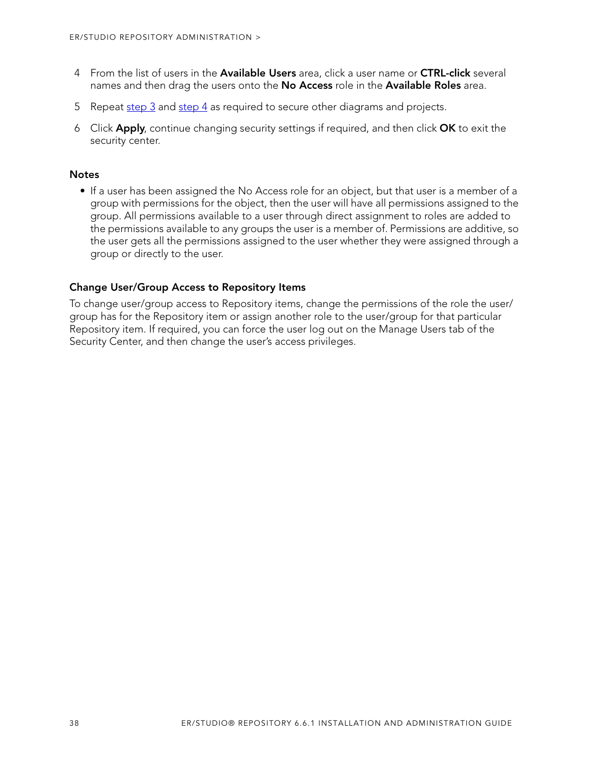4 From the list of users in the **Available Users** area, click a user name or **CTRL-click** several names and then drag the users onto the **No Access** role in the **Available Roles** area.

5 Repeat step 3 and step 4 as required to secure other diagrams and projects.

6 Click **Apply**, continue changing security settings if required, and then click **OK** to exit the security center.

### Notes

- If a user has been assigned the No Access role for an object, but that user is a member of a group with permissions for the object, then the user will have all permissions assigned to the group. All permissions available to a user through direct assignment to roles are added to the permissions available to any groups the user is a member of. Permissions are additive, so the user gets all the permissions assigned to the user whether they were assigned through a group or directly to the user.

### Change User/Group Access to Repository Items

To change user/group access to Repository items, change the permissions of the role the user/group has for the Repository item or assign another role to the user/group for that particular Repository item. If required, you can force the user log out on the Manage Users tab of the Security Center, and then change the user's access privileges.